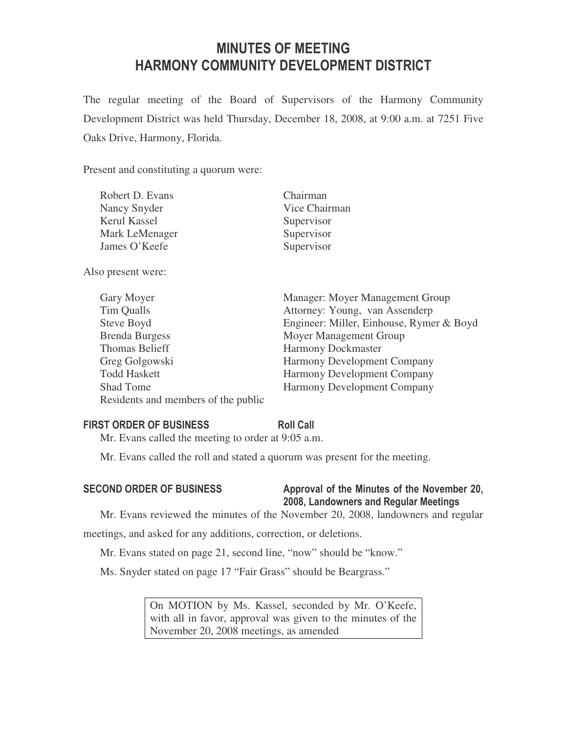# MINUTES OF MEETING
# HARMONY COMMUNITY DEVELOPMENT DISTRICT

The regular meeting of the Board of Supervisors of the Harmony Community Development District was held Thursday, December 18, 2008, at 9:00 a.m. at 7251 Five Oaks Drive, Harmony, Florida.

Present and constituting a quorum were:

| | |
|---|---|
| Robert D. Evans | Chairman |
| Nancy Snyder | Vice Chairman |
| Kerul Kassel | Supervisor |
| Mark LeMenager | Supervisor |
| James O'Keefe | Supervisor |

Also present were:

| | |
|---|---|
| Gary Moyer | Manager: Moyer Management Group |
| Tim Qualls | Attorney: Young, van Assenderp |
| Steve Boyd | Engineer: Miller, Einhouse, Rymer & Boyd |
| Brenda Burgess | Moyer Management Group |
| Thomas Belieff | Harmony Dockmaster |
| Greg Golgowski | Harmony Development Company |
| Todd Haskett | Harmony Development Company |
| Shad Tome | Harmony Development Company |
| Residents and members of the public | |

**FIRST ORDER OF BUSINESS** **Roll Call**

Mr. Evans called the meeting to order at 9:05 a.m.

Mr. Evans called the roll and stated a quorum was present for the meeting.

**SECOND ORDER OF BUSINESS** **Approval of the Minutes of the November 20, 2008, Landowners and Regular Meetings**

Mr. Evans reviewed the minutes of the November 20, 2008, landowners and regular meetings, and asked for any additions, correction, or deletions.

Mr. Evans stated on page 21, second line, "now" should be "know."

Ms. Snyder stated on page 17 "Fair Grass" should be Beargrass."

> On MOTION by Ms. Kassel, seconded by Mr. O'Keefe, with all in favor, approval was given to the minutes of the November 20, 2008 meetings, as amended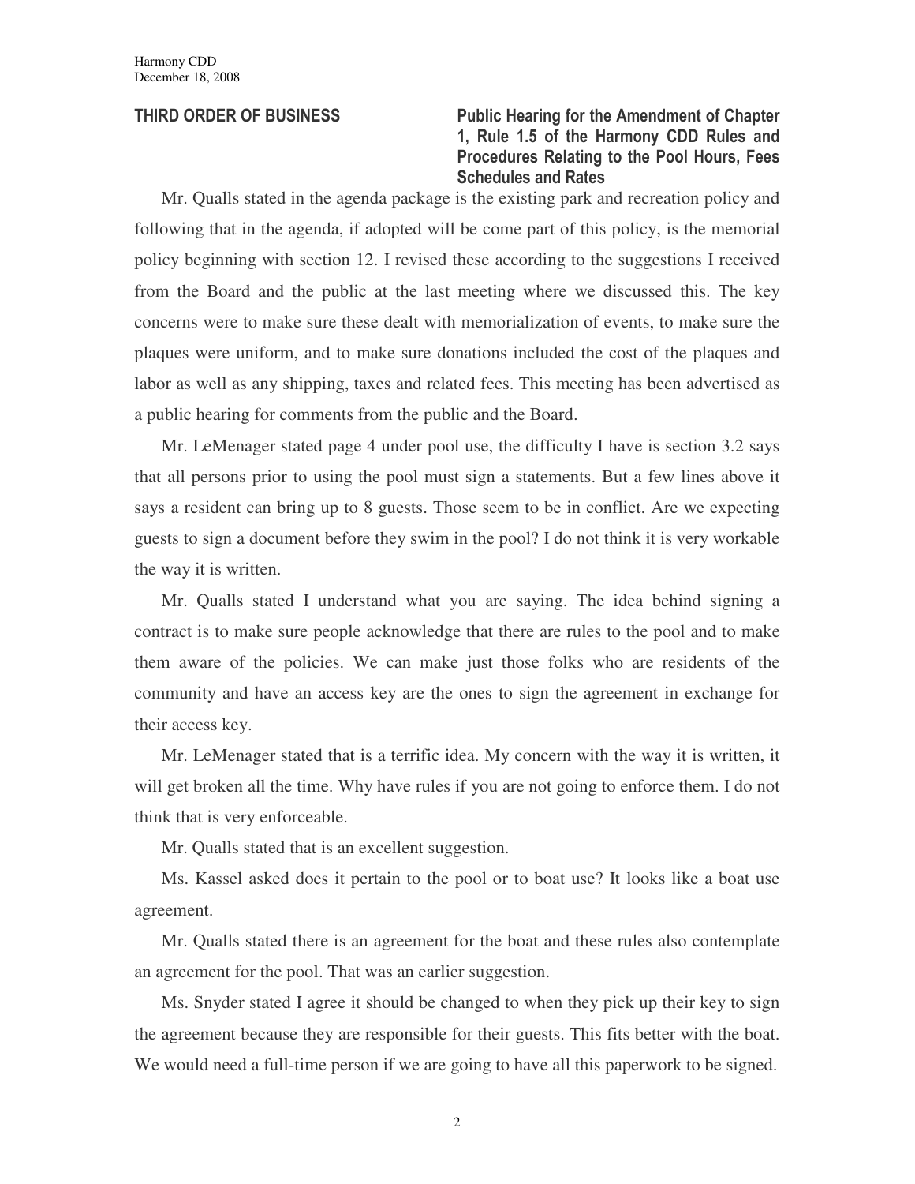**THIRD ORDER OF BUSINESS** **Public Hearing for the Amendment of Chapter 1, Rule 1.5 of the Harmony CDD Rules and Procedures Relating to the Pool Hours, Fees Schedules and Rates**

Mr. Qualls stated in the agenda package is the existing park and recreation policy and following that in the agenda, if adopted will be come part of this policy, is the memorial policy beginning with section 12. I revised these according to the suggestions I received from the Board and the public at the last meeting where we discussed this. The key concerns were to make sure these dealt with memorialization of events, to make sure the plaques were uniform, and to make sure donations included the cost of the plaques and labor as well as any shipping, taxes and related fees. This meeting has been advertised as a public hearing for comments from the public and the Board.

Mr. LeMenager stated page 4 under pool use, the difficulty I have is section 3.2 says that all persons prior to using the pool must sign a statements. But a few lines above it says a resident can bring up to 8 guests. Those seem to be in conflict. Are we expecting guests to sign a document before they swim in the pool? I do not think it is very workable the way it is written.

Mr. Qualls stated I understand what you are saying. The idea behind signing a contract is to make sure people acknowledge that there are rules to the pool and to make them aware of the policies. We can make just those folks who are residents of the community and have an access key are the ones to sign the agreement in exchange for their access key.

Mr. LeMenager stated that is a terrific idea. My concern with the way it is written, it will get broken all the time. Why have rules if you are not going to enforce them. I do not think that is very enforceable.

Mr. Qualls stated that is an excellent suggestion.

Ms. Kassel asked does it pertain to the pool or to boat use? It looks like a boat use agreement.

Mr. Qualls stated there is an agreement for the boat and these rules also contemplate an agreement for the pool. That was an earlier suggestion.

Ms. Snyder stated I agree it should be changed to when they pick up their key to sign the agreement because they are responsible for their guests. This fits better with the boat. We would need a full-time person if we are going to have all this paperwork to be signed.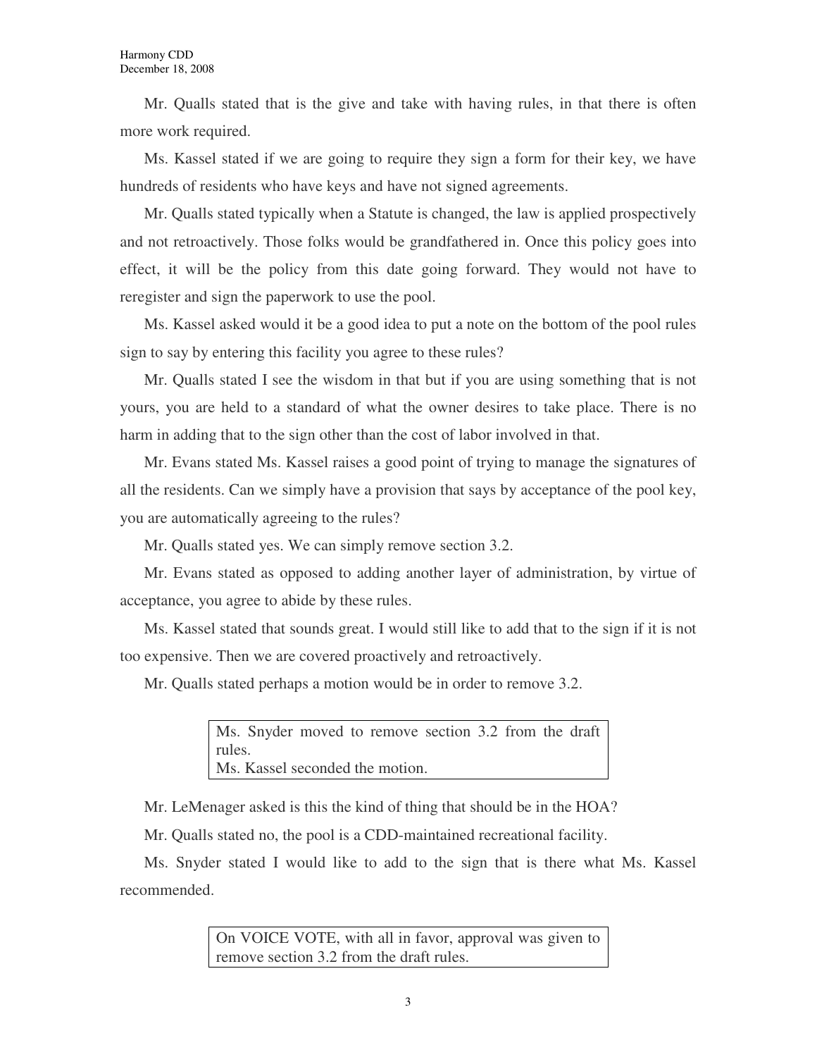Mr. Qualls stated that is the give and take with having rules, in that there is often more work required.

Ms. Kassel stated if we are going to require they sign a form for their key, we have hundreds of residents who have keys and have not signed agreements.

Mr. Qualls stated typically when a Statute is changed, the law is applied prospectively and not retroactively. Those folks would be grandfathered in. Once this policy goes into effect, it will be the policy from this date going forward. They would not have to reregister and sign the paperwork to use the pool.

Ms. Kassel asked would it be a good idea to put a note on the bottom of the pool rules sign to say by entering this facility you agree to these rules?

Mr. Qualls stated I see the wisdom in that but if you are using something that is not yours, you are held to a standard of what the owner desires to take place. There is no harm in adding that to the sign other than the cost of labor involved in that.

Mr. Evans stated Ms. Kassel raises a good point of trying to manage the signatures of all the residents. Can we simply have a provision that says by acceptance of the pool key, you are automatically agreeing to the rules?

Mr. Qualls stated yes. We can simply remove section 3.2.

Mr. Evans stated as opposed to adding another layer of administration, by virtue of acceptance, you agree to abide by these rules.

Ms. Kassel stated that sounds great. I would still like to add that to the sign if it is not too expensive. Then we are covered proactively and retroactively.

Mr. Qualls stated perhaps a motion would be in order to remove 3.2.

> Ms. Snyder moved to remove section 3.2 from the draft rules.
> Ms. Kassel seconded the motion.

Mr. LeMenager asked is this the kind of thing that should be in the HOA?

Mr. Qualls stated no, the pool is a CDD-maintained recreational facility.

Ms. Snyder stated I would like to add to the sign that is there what Ms. Kassel recommended.

> On VOICE VOTE, with all in favor, approval was given to remove section 3.2 from the draft rules.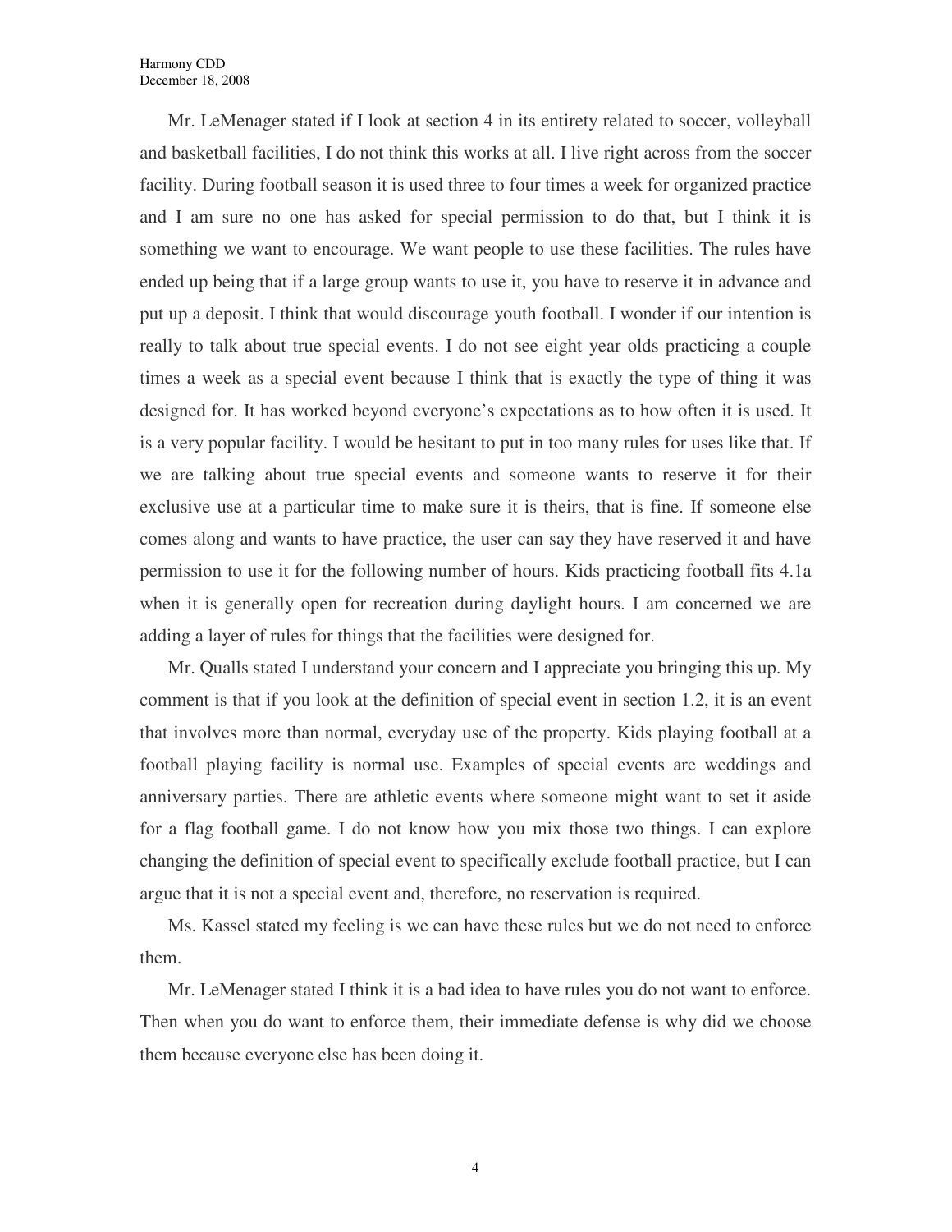Mr. LeMenager stated if I look at section 4 in its entirety related to soccer, volleyball and basketball facilities, I do not think this works at all. I live right across from the soccer facility. During football season it is used three to four times a week for organized practice and I am sure no one has asked for special permission to do that, but I think it is something we want to encourage. We want people to use these facilities. The rules have ended up being that if a large group wants to use it, you have to reserve it in advance and put up a deposit. I think that would discourage youth football. I wonder if our intention is really to talk about true special events. I do not see eight year olds practicing a couple times a week as a special event because I think that is exactly the type of thing it was designed for. It has worked beyond everyone's expectations as to how often it is used. It is a very popular facility. I would be hesitant to put in too many rules for uses like that. If we are talking about true special events and someone wants to reserve it for their exclusive use at a particular time to make sure it is theirs, that is fine. If someone else comes along and wants to have practice, the user can say they have reserved it and have permission to use it for the following number of hours. Kids practicing football fits 4.1a when it is generally open for recreation during daylight hours. I am concerned we are adding a layer of rules for things that the facilities were designed for.

Mr. Qualls stated I understand your concern and I appreciate you bringing this up. My comment is that if you look at the definition of special event in section 1.2, it is an event that involves more than normal, everyday use of the property. Kids playing football at a football playing facility is normal use. Examples of special events are weddings and anniversary parties. There are athletic events where someone might want to set it aside for a flag football game. I do not know how you mix those two things. I can explore changing the definition of special event to specifically exclude football practice, but I can argue that it is not a special event and, therefore, no reservation is required.

Ms. Kassel stated my feeling is we can have these rules but we do not need to enforce them.

Mr. LeMenager stated I think it is a bad idea to have rules you do not want to enforce. Then when you do want to enforce them, their immediate defense is why did we choose them because everyone else has been doing it.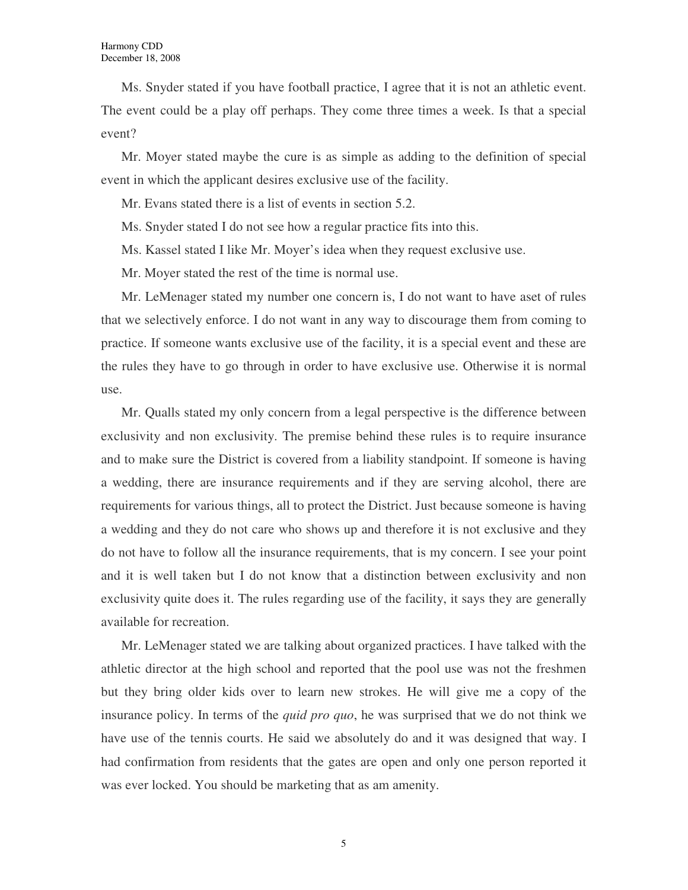Ms. Snyder stated if you have football practice, I agree that it is not an athletic event. The event could be a play off perhaps. They come three times a week. Is that a special event?

Mr. Moyer stated maybe the cure is as simple as adding to the definition of special event in which the applicant desires exclusive use of the facility.

Mr. Evans stated there is a list of events in section 5.2.

Ms. Snyder stated I do not see how a regular practice fits into this.

Ms. Kassel stated I like Mr. Moyer's idea when they request exclusive use.

Mr. Moyer stated the rest of the time is normal use.

Mr. LeMenager stated my number one concern is, I do not want to have aset of rules that we selectively enforce. I do not want in any way to discourage them from coming to practice. If someone wants exclusive use of the facility, it is a special event and these are the rules they have to go through in order to have exclusive use. Otherwise it is normal use.

Mr. Qualls stated my only concern from a legal perspective is the difference between exclusivity and non exclusivity. The premise behind these rules is to require insurance and to make sure the District is covered from a liability standpoint. If someone is having a wedding, there are insurance requirements and if they are serving alcohol, there are requirements for various things, all to protect the District. Just because someone is having a wedding and they do not care who shows up and therefore it is not exclusive and they do not have to follow all the insurance requirements, that is my concern. I see your point and it is well taken but I do not know that a distinction between exclusivity and non exclusivity quite does it. The rules regarding use of the facility, it says they are generally available for recreation.

Mr. LeMenager stated we are talking about organized practices. I have talked with the athletic director at the high school and reported that the pool use was not the freshmen but they bring older kids over to learn new strokes. He will give me a copy of the insurance policy. In terms of the *quid pro quo*, he was surprised that we do not think we have use of the tennis courts. He said we absolutely do and it was designed that way. I had confirmation from residents that the gates are open and only one person reported it was ever locked. You should be marketing that as am amenity.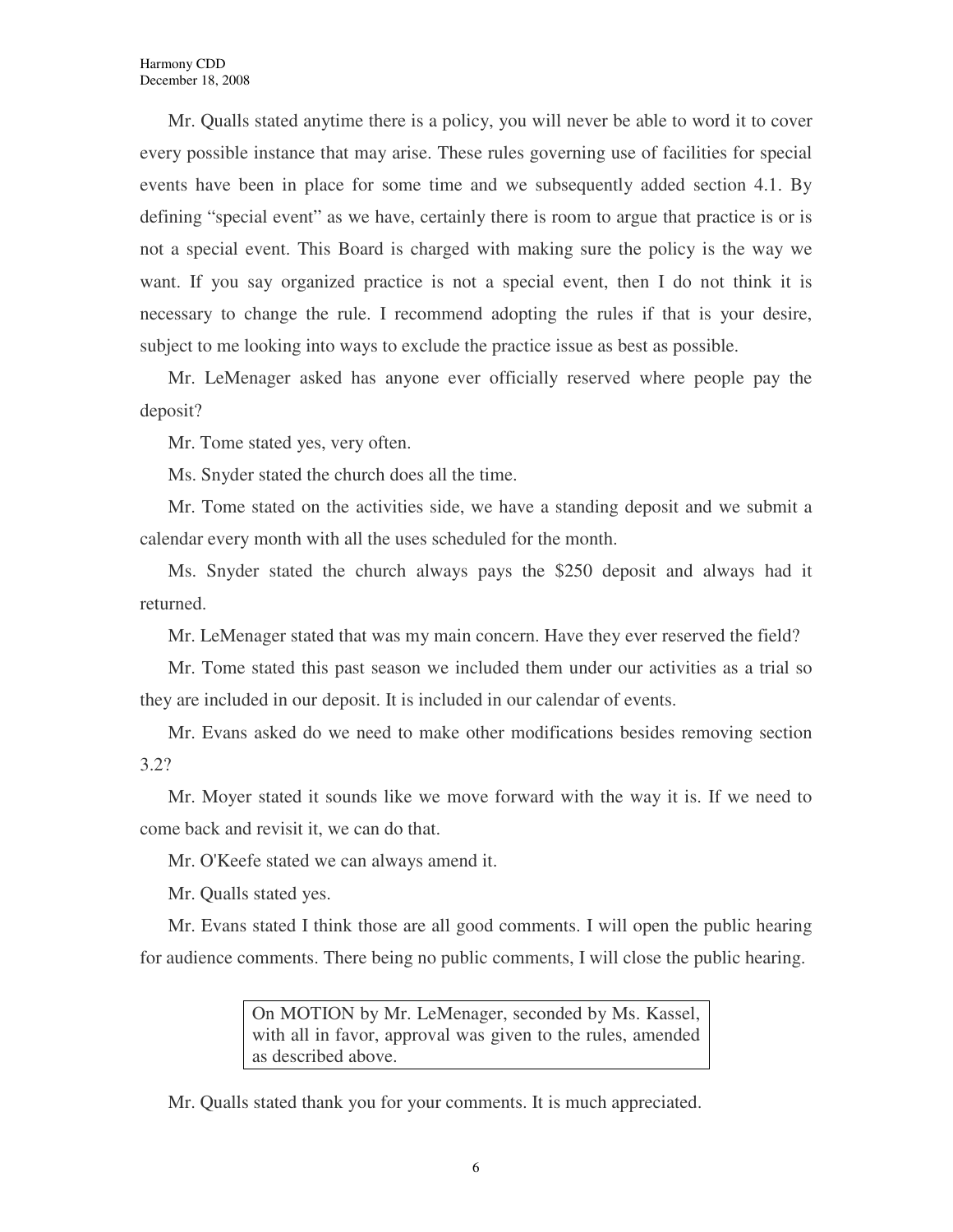Mr. Qualls stated anytime there is a policy, you will never be able to word it to cover every possible instance that may arise. These rules governing use of facilities for special events have been in place for some time and we subsequently added section 4.1. By defining "special event" as we have, certainly there is room to argue that practice is or is not a special event. This Board is charged with making sure the policy is the way we want. If you say organized practice is not a special event, then I do not think it is necessary to change the rule. I recommend adopting the rules if that is your desire, subject to me looking into ways to exclude the practice issue as best as possible.

Mr. LeMenager asked has anyone ever officially reserved where people pay the deposit?

Mr. Tome stated yes, very often.

Ms. Snyder stated the church does all the time.

Mr. Tome stated on the activities side, we have a standing deposit and we submit a calendar every month with all the uses scheduled for the month.

Ms. Snyder stated the church always pays the $250 deposit and always had it returned.

Mr. LeMenager stated that was my main concern. Have they ever reserved the field?

Mr. Tome stated this past season we included them under our activities as a trial so they are included in our deposit. It is included in our calendar of events.

Mr. Evans asked do we need to make other modifications besides removing section 3.2?

Mr. Moyer stated it sounds like we move forward with the way it is. If we need to come back and revisit it, we can do that.

Mr. O'Keefe stated we can always amend it.

Mr. Qualls stated yes.

Mr. Evans stated I think those are all good comments. I will open the public hearing for audience comments. There being no public comments, I will close the public hearing.

> On MOTION by Mr. LeMenager, seconded by Ms. Kassel, with all in favor, approval was given to the rules, amended as described above.

Mr. Qualls stated thank you for your comments. It is much appreciated.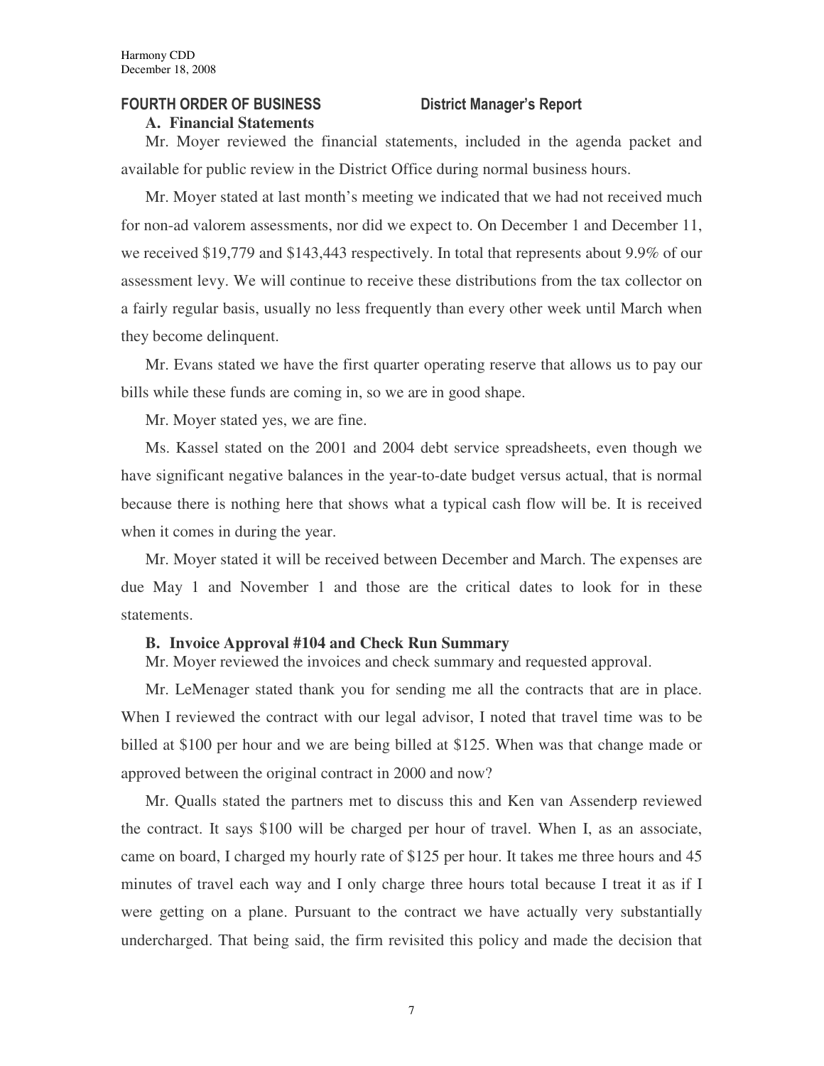## FOURTH ORDER OF BUSINESS District Manager's Report

**A. Financial Statements**

Mr. Moyer reviewed the financial statements, included in the agenda packet and available for public review in the District Office during normal business hours.

Mr. Moyer stated at last month's meeting we indicated that we had not received much for non-ad valorem assessments, nor did we expect to. On December 1 and December 11, we received $19,779 and $143,443 respectively. In total that represents about 9.9% of our assessment levy. We will continue to receive these distributions from the tax collector on a fairly regular basis, usually no less frequently than every other week until March when they become delinquent.

Mr. Evans stated we have the first quarter operating reserve that allows us to pay our bills while these funds are coming in, so we are in good shape.

Mr. Moyer stated yes, we are fine.

Ms. Kassel stated on the 2001 and 2004 debt service spreadsheets, even though we have significant negative balances in the year-to-date budget versus actual, that is normal because there is nothing here that shows what a typical cash flow will be. It is received when it comes in during the year.

Mr. Moyer stated it will be received between December and March. The expenses are due May 1 and November 1 and those are the critical dates to look for in these statements.

**B. Invoice Approval #104 and Check Run Summary**

Mr. Moyer reviewed the invoices and check summary and requested approval.

Mr. LeMenager stated thank you for sending me all the contracts that are in place. When I reviewed the contract with our legal advisor, I noted that travel time was to be billed at $100 per hour and we are being billed at $125. When was that change made or approved between the original contract in 2000 and now?

Mr. Qualls stated the partners met to discuss this and Ken van Assenderp reviewed the contract. It says $100 will be charged per hour of travel. When I, as an associate, came on board, I charged my hourly rate of $125 per hour. It takes me three hours and 45 minutes of travel each way and I only charge three hours total because I treat it as if I were getting on a plane. Pursuant to the contract we have actually very substantially undercharged. That being said, the firm revisited this policy and made the decision that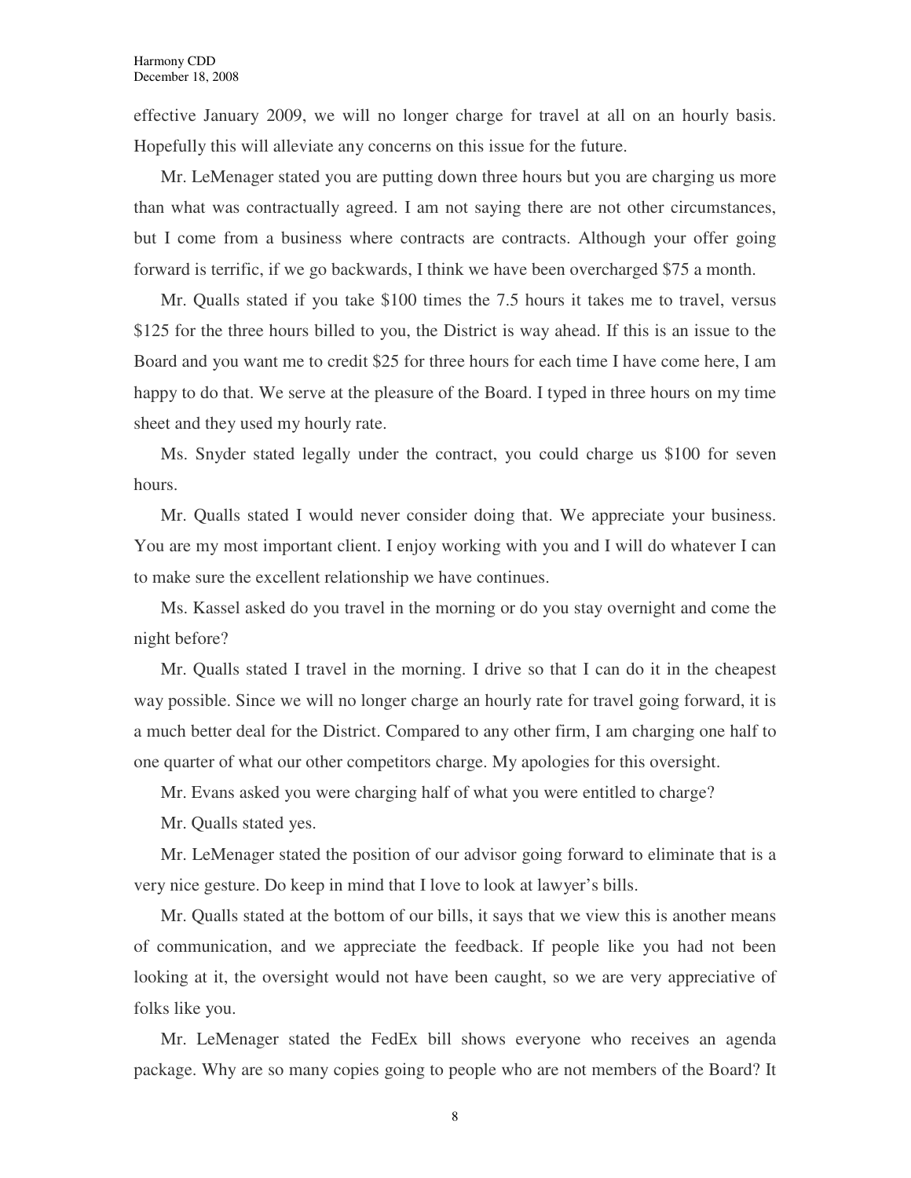effective January 2009, we will no longer charge for travel at all on an hourly basis. Hopefully this will alleviate any concerns on this issue for the future.

Mr. LeMenager stated you are putting down three hours but you are charging us more than what was contractually agreed. I am not saying there are not other circumstances, but I come from a business where contracts are contracts. Although your offer going forward is terrific, if we go backwards, I think we have been overcharged $75 a month.

Mr. Qualls stated if you take $100 times the 7.5 hours it takes me to travel, versus $125 for the three hours billed to you, the District is way ahead. If this is an issue to the Board and you want me to credit $25 for three hours for each time I have come here, I am happy to do that. We serve at the pleasure of the Board. I typed in three hours on my time sheet and they used my hourly rate.

Ms. Snyder stated legally under the contract, you could charge us $100 for seven hours.

Mr. Qualls stated I would never consider doing that. We appreciate your business. You are my most important client. I enjoy working with you and I will do whatever I can to make sure the excellent relationship we have continues.

Ms. Kassel asked do you travel in the morning or do you stay overnight and come the night before?

Mr. Qualls stated I travel in the morning. I drive so that I can do it in the cheapest way possible. Since we will no longer charge an hourly rate for travel going forward, it is a much better deal for the District. Compared to any other firm, I am charging one half to one quarter of what our other competitors charge. My apologies for this oversight.

Mr. Evans asked you were charging half of what you were entitled to charge?

Mr. Qualls stated yes.

Mr. LeMenager stated the position of our advisor going forward to eliminate that is a very nice gesture. Do keep in mind that I love to look at lawyer's bills.

Mr. Qualls stated at the bottom of our bills, it says that we view this is another means of communication, and we appreciate the feedback. If people like you had not been looking at it, the oversight would not have been caught, so we are very appreciative of folks like you.

Mr. LeMenager stated the FedEx bill shows everyone who receives an agenda package. Why are so many copies going to people who are not members of the Board? It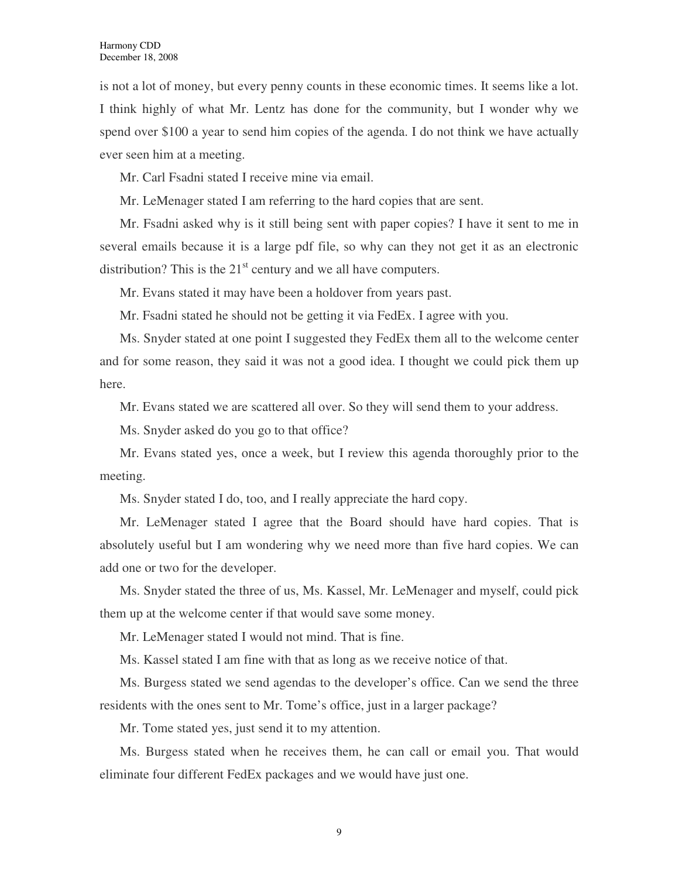is not a lot of money, but every penny counts in these economic times. It seems like a lot. I think highly of what Mr. Lentz has done for the community, but I wonder why we spend over $100 a year to send him copies of the agenda. I do not think we have actually ever seen him at a meeting.

Mr. Carl Fsadni stated I receive mine via email.

Mr. LeMenager stated I am referring to the hard copies that are sent.

Mr. Fsadni asked why is it still being sent with paper copies? I have it sent to me in several emails because it is a large pdf file, so why can they not get it as an electronic distribution? This is the 21st century and we all have computers.

Mr. Evans stated it may have been a holdover from years past.

Mr. Fsadni stated he should not be getting it via FedEx. I agree with you.

Ms. Snyder stated at one point I suggested they FedEx them all to the welcome center and for some reason, they said it was not a good idea. I thought we could pick them up here.

Mr. Evans stated we are scattered all over. So they will send them to your address.

Ms. Snyder asked do you go to that office?

Mr. Evans stated yes, once a week, but I review this agenda thoroughly prior to the meeting.

Ms. Snyder stated I do, too, and I really appreciate the hard copy.

Mr. LeMenager stated I agree that the Board should have hard copies. That is absolutely useful but I am wondering why we need more than five hard copies. We can add one or two for the developer.

Ms. Snyder stated the three of us, Ms. Kassel, Mr. LeMenager and myself, could pick them up at the welcome center if that would save some money.

Mr. LeMenager stated I would not mind. That is fine.

Ms. Kassel stated I am fine with that as long as we receive notice of that.

Ms. Burgess stated we send agendas to the developer's office. Can we send the three residents with the ones sent to Mr. Tome's office, just in a larger package?

Mr. Tome stated yes, just send it to my attention.

Ms. Burgess stated when he receives them, he can call or email you. That would eliminate four different FedEx packages and we would have just one.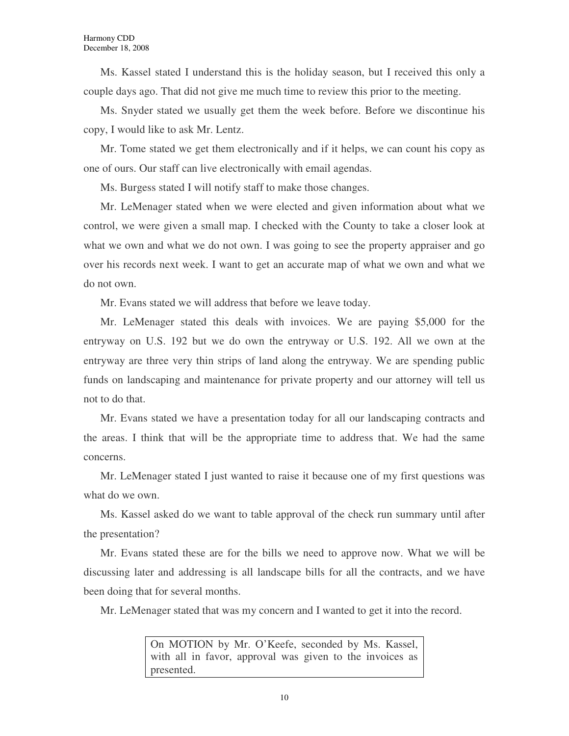Ms. Kassel stated I understand this is the holiday season, but I received this only a couple days ago. That did not give me much time to review this prior to the meeting.

Ms. Snyder stated we usually get them the week before. Before we discontinue his copy, I would like to ask Mr. Lentz.

Mr. Tome stated we get them electronically and if it helps, we can count his copy as one of ours. Our staff can live electronically with email agendas.

Ms. Burgess stated I will notify staff to make those changes.

Mr. LeMenager stated when we were elected and given information about what we control, we were given a small map. I checked with the County to take a closer look at what we own and what we do not own. I was going to see the property appraiser and go over his records next week. I want to get an accurate map of what we own and what we do not own.

Mr. Evans stated we will address that before we leave today.

Mr. LeMenager stated this deals with invoices. We are paying $5,000 for the entryway on U.S. 192 but we do own the entryway or U.S. 192. All we own at the entryway are three very thin strips of land along the entryway. We are spending public funds on landscaping and maintenance for private property and our attorney will tell us not to do that.

Mr. Evans stated we have a presentation today for all our landscaping contracts and the areas. I think that will be the appropriate time to address that. We had the same concerns.

Mr. LeMenager stated I just wanted to raise it because one of my first questions was what do we own.

Ms. Kassel asked do we want to table approval of the check run summary until after the presentation?

Mr. Evans stated these are for the bills we need to approve now. What we will be discussing later and addressing is all landscape bills for all the contracts, and we have been doing that for several months.

Mr. LeMenager stated that was my concern and I wanted to get it into the record.

> On MOTION by Mr. O'Keefe, seconded by Ms. Kassel, with all in favor, approval was given to the invoices as presented.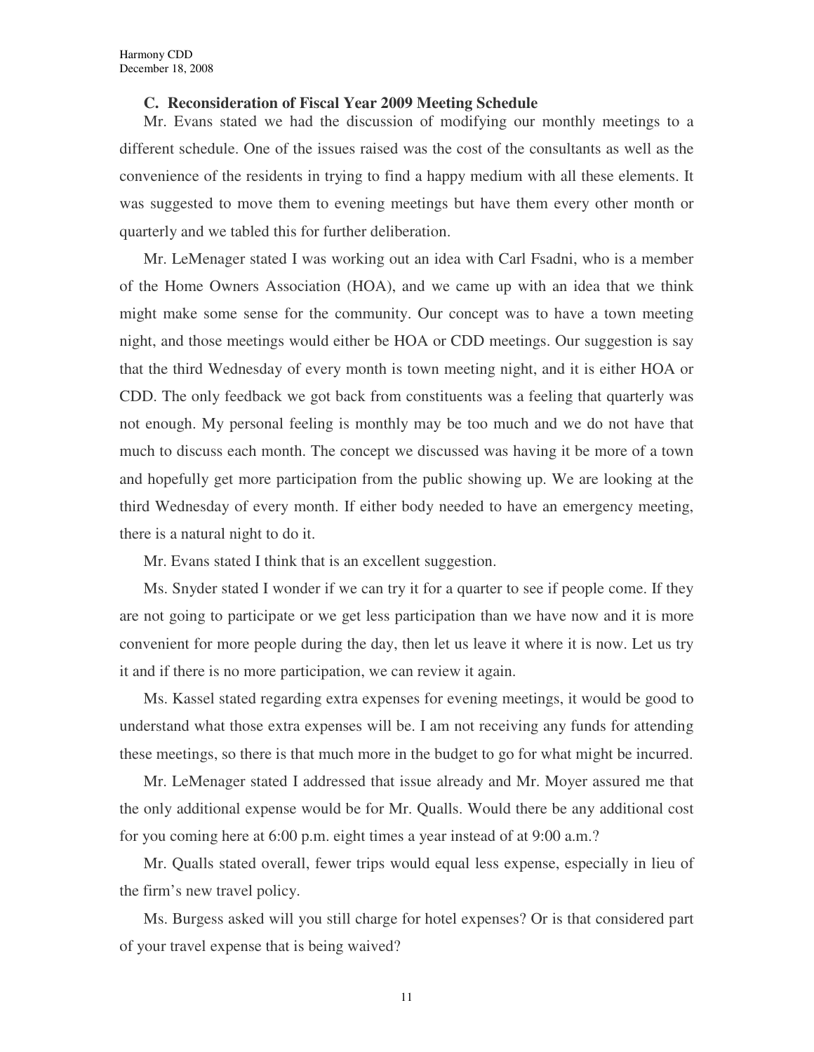**C. Reconsideration of Fiscal Year 2009 Meeting Schedule**

Mr. Evans stated we had the discussion of modifying our monthly meetings to a different schedule. One of the issues raised was the cost of the consultants as well as the convenience of the residents in trying to find a happy medium with all these elements. It was suggested to move them to evening meetings but have them every other month or quarterly and we tabled this for further deliberation.

Mr. LeMenager stated I was working out an idea with Carl Fsadni, who is a member of the Home Owners Association (HOA), and we came up with an idea that we think might make some sense for the community. Our concept was to have a town meeting night, and those meetings would either be HOA or CDD meetings. Our suggestion is say that the third Wednesday of every month is town meeting night, and it is either HOA or CDD. The only feedback we got back from constituents was a feeling that quarterly was not enough. My personal feeling is monthly may be too much and we do not have that much to discuss each month. The concept we discussed was having it be more of a town and hopefully get more participation from the public showing up. We are looking at the third Wednesday of every month. If either body needed to have an emergency meeting, there is a natural night to do it.

Mr. Evans stated I think that is an excellent suggestion.

Ms. Snyder stated I wonder if we can try it for a quarter to see if people come. If they are not going to participate or we get less participation than we have now and it is more convenient for more people during the day, then let us leave it where it is now. Let us try it and if there is no more participation, we can review it again.

Ms. Kassel stated regarding extra expenses for evening meetings, it would be good to understand what those extra expenses will be. I am not receiving any funds for attending these meetings, so there is that much more in the budget to go for what might be incurred.

Mr. LeMenager stated I addressed that issue already and Mr. Moyer assured me that the only additional expense would be for Mr. Qualls. Would there be any additional cost for you coming here at 6:00 p.m. eight times a year instead of at 9:00 a.m.?

Mr. Qualls stated overall, fewer trips would equal less expense, especially in lieu of the firm's new travel policy.

Ms. Burgess asked will you still charge for hotel expenses? Or is that considered part of your travel expense that is being waived?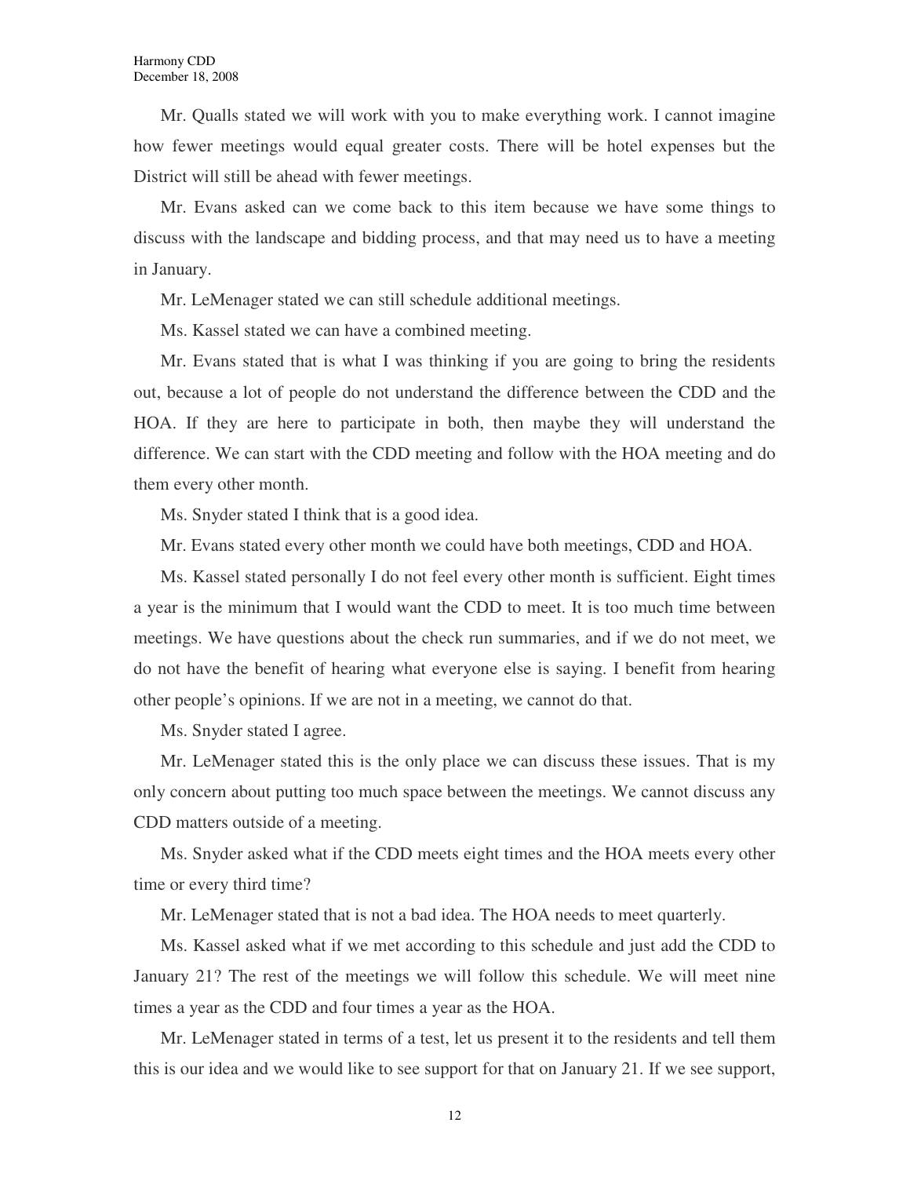Mr. Qualls stated we will work with you to make everything work. I cannot imagine how fewer meetings would equal greater costs. There will be hotel expenses but the District will still be ahead with fewer meetings.

Mr. Evans asked can we come back to this item because we have some things to discuss with the landscape and bidding process, and that may need us to have a meeting in January.

Mr. LeMenager stated we can still schedule additional meetings.

Ms. Kassel stated we can have a combined meeting.

Mr. Evans stated that is what I was thinking if you are going to bring the residents out, because a lot of people do not understand the difference between the CDD and the HOA. If they are here to participate in both, then maybe they will understand the difference. We can start with the CDD meeting and follow with the HOA meeting and do them every other month.

Ms. Snyder stated I think that is a good idea.

Mr. Evans stated every other month we could have both meetings, CDD and HOA.

Ms. Kassel stated personally I do not feel every other month is sufficient. Eight times a year is the minimum that I would want the CDD to meet. It is too much time between meetings. We have questions about the check run summaries, and if we do not meet, we do not have the benefit of hearing what everyone else is saying. I benefit from hearing other people's opinions. If we are not in a meeting, we cannot do that.

Ms. Snyder stated I agree.

Mr. LeMenager stated this is the only place we can discuss these issues. That is my only concern about putting too much space between the meetings. We cannot discuss any CDD matters outside of a meeting.

Ms. Snyder asked what if the CDD meets eight times and the HOA meets every other time or every third time?

Mr. LeMenager stated that is not a bad idea. The HOA needs to meet quarterly.

Ms. Kassel asked what if we met according to this schedule and just add the CDD to January 21? The rest of the meetings we will follow this schedule. We will meet nine times a year as the CDD and four times a year as the HOA.

Mr. LeMenager stated in terms of a test, let us present it to the residents and tell them this is our idea and we would like to see support for that on January 21. If we see support,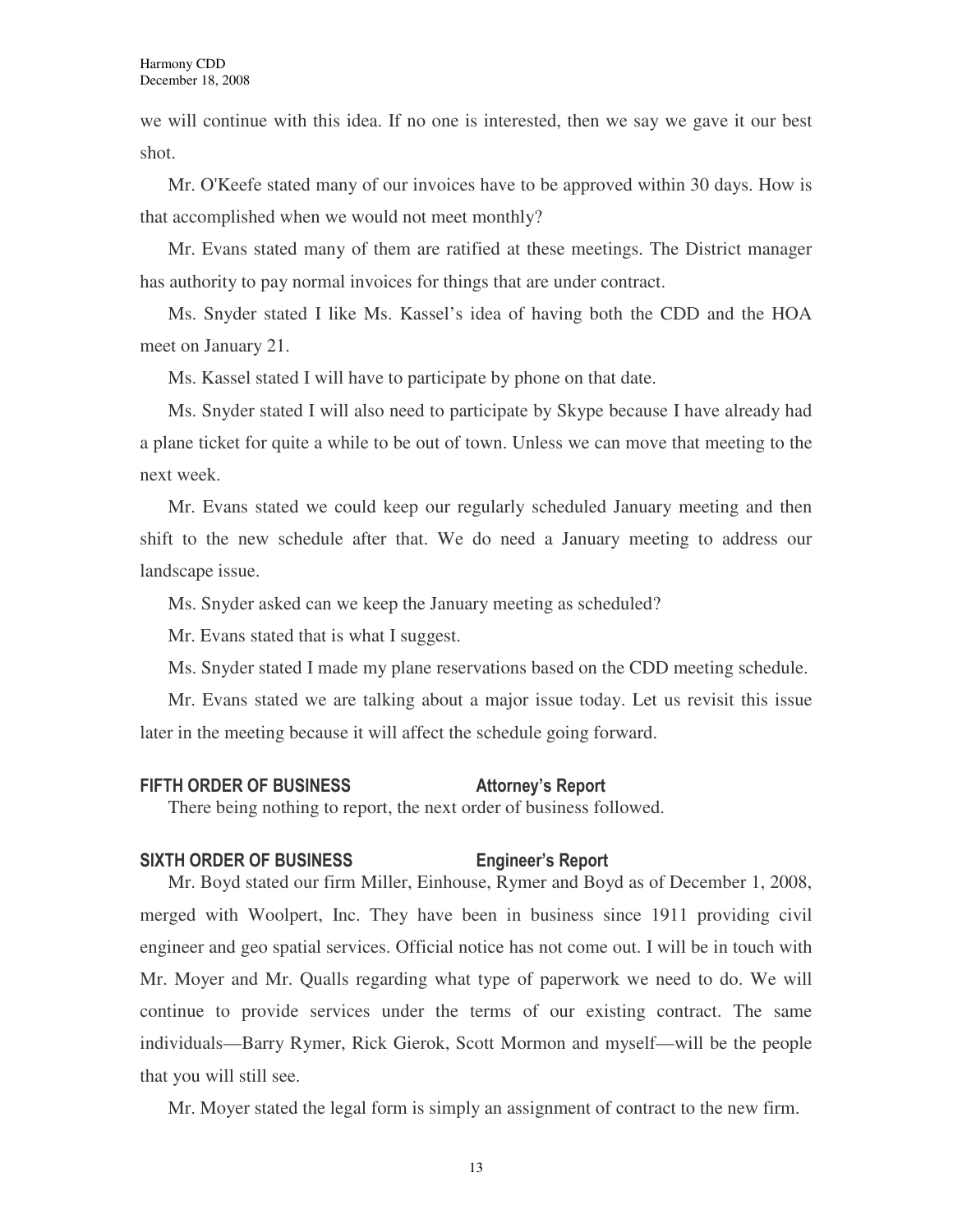we will continue with this idea. If no one is interested, then we say we gave it our best shot.

Mr. O'Keefe stated many of our invoices have to be approved within 30 days. How is that accomplished when we would not meet monthly?

Mr. Evans stated many of them are ratified at these meetings. The District manager has authority to pay normal invoices for things that are under contract.

Ms. Snyder stated I like Ms. Kassel's idea of having both the CDD and the HOA meet on January 21.

Ms. Kassel stated I will have to participate by phone on that date.

Ms. Snyder stated I will also need to participate by Skype because I have already had a plane ticket for quite a while to be out of town. Unless we can move that meeting to the next week.

Mr. Evans stated we could keep our regularly scheduled January meeting and then shift to the new schedule after that. We do need a January meeting to address our landscape issue.

Ms. Snyder asked can we keep the January meeting as scheduled?

Mr. Evans stated that is what I suggest.

Ms. Snyder stated I made my plane reservations based on the CDD meeting schedule.

Mr. Evans stated we are talking about a major issue today. Let us revisit this issue later in the meeting because it will affect the schedule going forward.

## FIFTH ORDER OF BUSINESS — Attorney's Report

There being nothing to report, the next order of business followed.

## SIXTH ORDER OF BUSINESS — Engineer's Report

Mr. Boyd stated our firm Miller, Einhouse, Rymer and Boyd as of December 1, 2008, merged with Woolpert, Inc. They have been in business since 1911 providing civil engineer and geo spatial services. Official notice has not come out. I will be in touch with Mr. Moyer and Mr. Qualls regarding what type of paperwork we need to do. We will continue to provide services under the terms of our existing contract. The same individuals—Barry Rymer, Rick Gierok, Scott Mormon and myself—will be the people that you will still see.

Mr. Moyer stated the legal form is simply an assignment of contract to the new firm.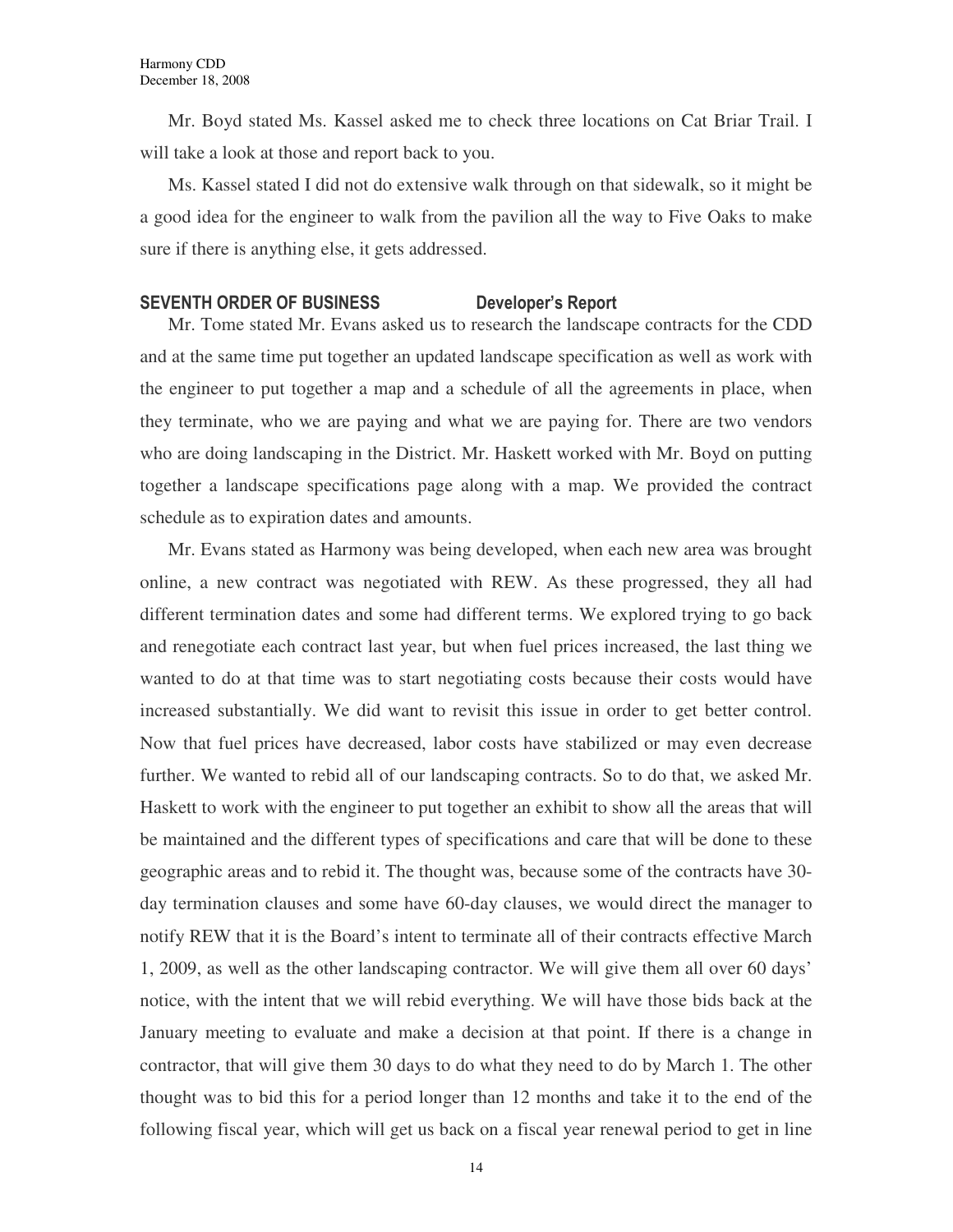Mr. Boyd stated Ms. Kassel asked me to check three locations on Cat Briar Trail. I will take a look at those and report back to you.

Ms. Kassel stated I did not do extensive walk through on that sidewalk, so it might be a good idea for the engineer to walk from the pavilion all the way to Five Oaks to make sure if there is anything else, it gets addressed.

## SEVENTH ORDER OF BUSINESS — Developer's Report

Mr. Tome stated Mr. Evans asked us to research the landscape contracts for the CDD and at the same time put together an updated landscape specification as well as work with the engineer to put together a map and a schedule of all the agreements in place, when they terminate, who we are paying and what we are paying for. There are two vendors who are doing landscaping in the District. Mr. Haskett worked with Mr. Boyd on putting together a landscape specifications page along with a map. We provided the contract schedule as to expiration dates and amounts.

Mr. Evans stated as Harmony was being developed, when each new area was brought online, a new contract was negotiated with REW. As these progressed, they all had different termination dates and some had different terms. We explored trying to go back and renegotiate each contract last year, but when fuel prices increased, the last thing we wanted to do at that time was to start negotiating costs because their costs would have increased substantially. We did want to revisit this issue in order to get better control. Now that fuel prices have decreased, labor costs have stabilized or may even decrease further. We wanted to rebid all of our landscaping contracts. So to do that, we asked Mr. Haskett to work with the engineer to put together an exhibit to show all the areas that will be maintained and the different types of specifications and care that will be done to these geographic areas and to rebid it. The thought was, because some of the contracts have 30-day termination clauses and some have 60-day clauses, we would direct the manager to notify REW that it is the Board's intent to terminate all of their contracts effective March 1, 2009, as well as the other landscaping contractor. We will give them all over 60 days' notice, with the intent that we will rebid everything. We will have those bids back at the January meeting to evaluate and make a decision at that point. If there is a change in contractor, that will give them 30 days to do what they need to do by March 1. The other thought was to bid this for a period longer than 12 months and take it to the end of the following fiscal year, which will get us back on a fiscal year renewal period to get in line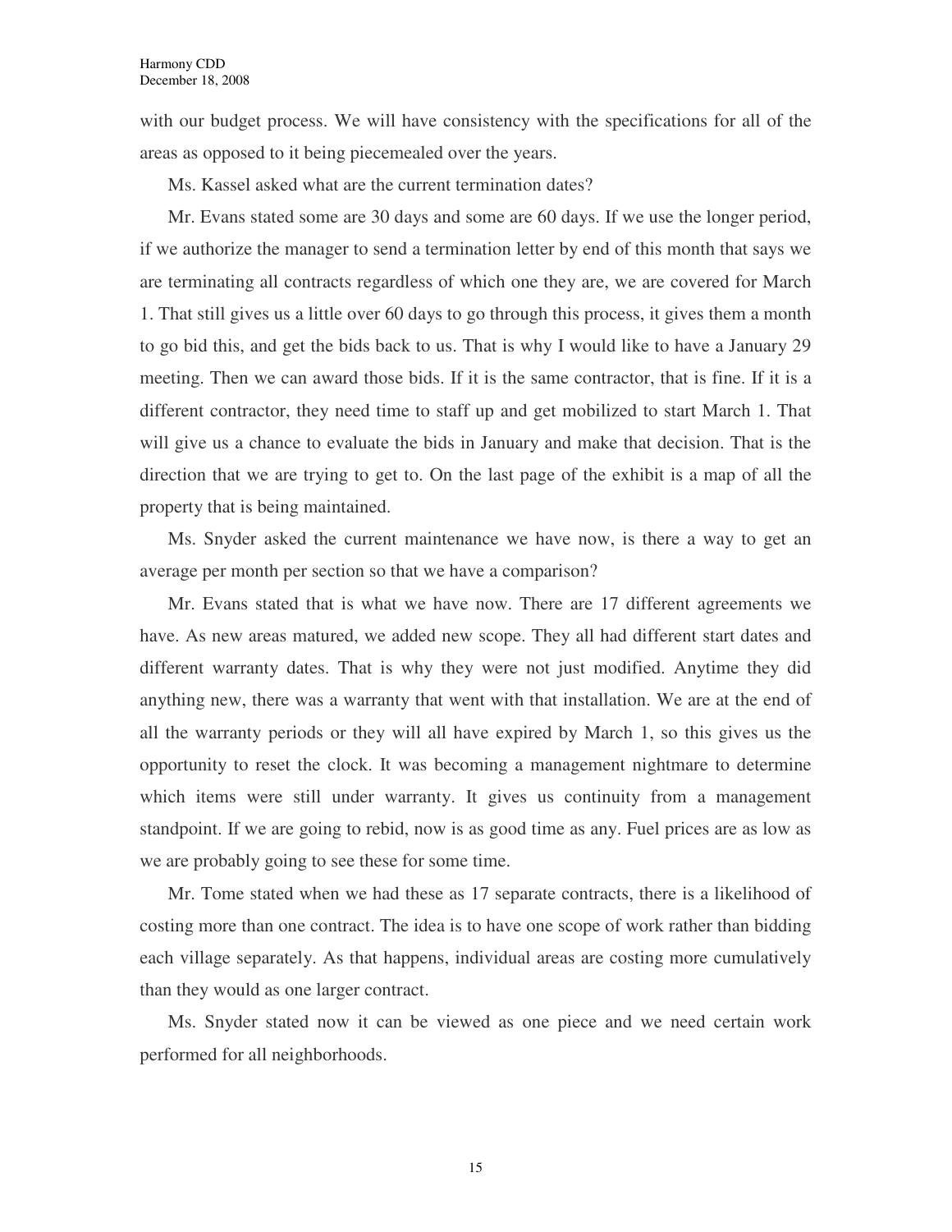with our budget process. We will have consistency with the specifications for all of the areas as opposed to it being piecemealed over the years.

Ms. Kassel asked what are the current termination dates?

Mr. Evans stated some are 30 days and some are 60 days. If we use the longer period, if we authorize the manager to send a termination letter by end of this month that says we are terminating all contracts regardless of which one they are, we are covered for March 1. That still gives us a little over 60 days to go through this process, it gives them a month to go bid this, and get the bids back to us. That is why I would like to have a January 29 meeting. Then we can award those bids. If it is the same contractor, that is fine. If it is a different contractor, they need time to staff up and get mobilized to start March 1. That will give us a chance to evaluate the bids in January and make that decision. That is the direction that we are trying to get to. On the last page of the exhibit is a map of all the property that is being maintained.

Ms. Snyder asked the current maintenance we have now, is there a way to get an average per month per section so that we have a comparison?

Mr. Evans stated that is what we have now. There are 17 different agreements we have. As new areas matured, we added new scope. They all had different start dates and different warranty dates. That is why they were not just modified. Anytime they did anything new, there was a warranty that went with that installation. We are at the end of all the warranty periods or they will all have expired by March 1, so this gives us the opportunity to reset the clock. It was becoming a management nightmare to determine which items were still under warranty. It gives us continuity from a management standpoint. If we are going to rebid, now is as good time as any. Fuel prices are as low as we are probably going to see these for some time.

Mr. Tome stated when we had these as 17 separate contracts, there is a likelihood of costing more than one contract. The idea is to have one scope of work rather than bidding each village separately. As that happens, individual areas are costing more cumulatively than they would as one larger contract.

Ms. Snyder stated now it can be viewed as one piece and we need certain work performed for all neighborhoods.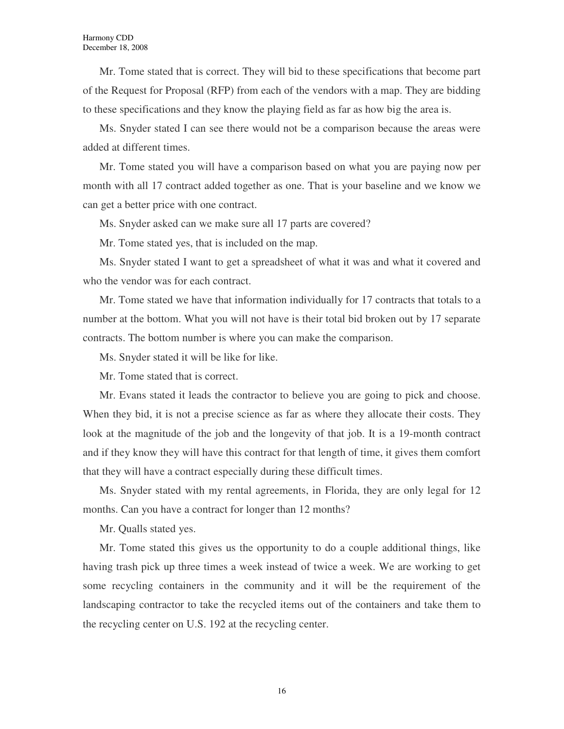Mr. Tome stated that is correct. They will bid to these specifications that become part of the Request for Proposal (RFP) from each of the vendors with a map. They are bidding to these specifications and they know the playing field as far as how big the area is.

Ms. Snyder stated I can see there would not be a comparison because the areas were added at different times.

Mr. Tome stated you will have a comparison based on what you are paying now per month with all 17 contract added together as one. That is your baseline and we know we can get a better price with one contract.

Ms. Snyder asked can we make sure all 17 parts are covered?

Mr. Tome stated yes, that is included on the map.

Ms. Snyder stated I want to get a spreadsheet of what it was and what it covered and who the vendor was for each contract.

Mr. Tome stated we have that information individually for 17 contracts that totals to a number at the bottom. What you will not have is their total bid broken out by 17 separate contracts. The bottom number is where you can make the comparison.

Ms. Snyder stated it will be like for like.

Mr. Tome stated that is correct.

Mr. Evans stated it leads the contractor to believe you are going to pick and choose. When they bid, it is not a precise science as far as where they allocate their costs. They look at the magnitude of the job and the longevity of that job. It is a 19-month contract and if they know they will have this contract for that length of time, it gives them comfort that they will have a contract especially during these difficult times.

Ms. Snyder stated with my rental agreements, in Florida, they are only legal for 12 months. Can you have a contract for longer than 12 months?

Mr. Qualls stated yes.

Mr. Tome stated this gives us the opportunity to do a couple additional things, like having trash pick up three times a week instead of twice a week. We are working to get some recycling containers in the community and it will be the requirement of the landscaping contractor to take the recycled items out of the containers and take them to the recycling center on U.S. 192 at the recycling center.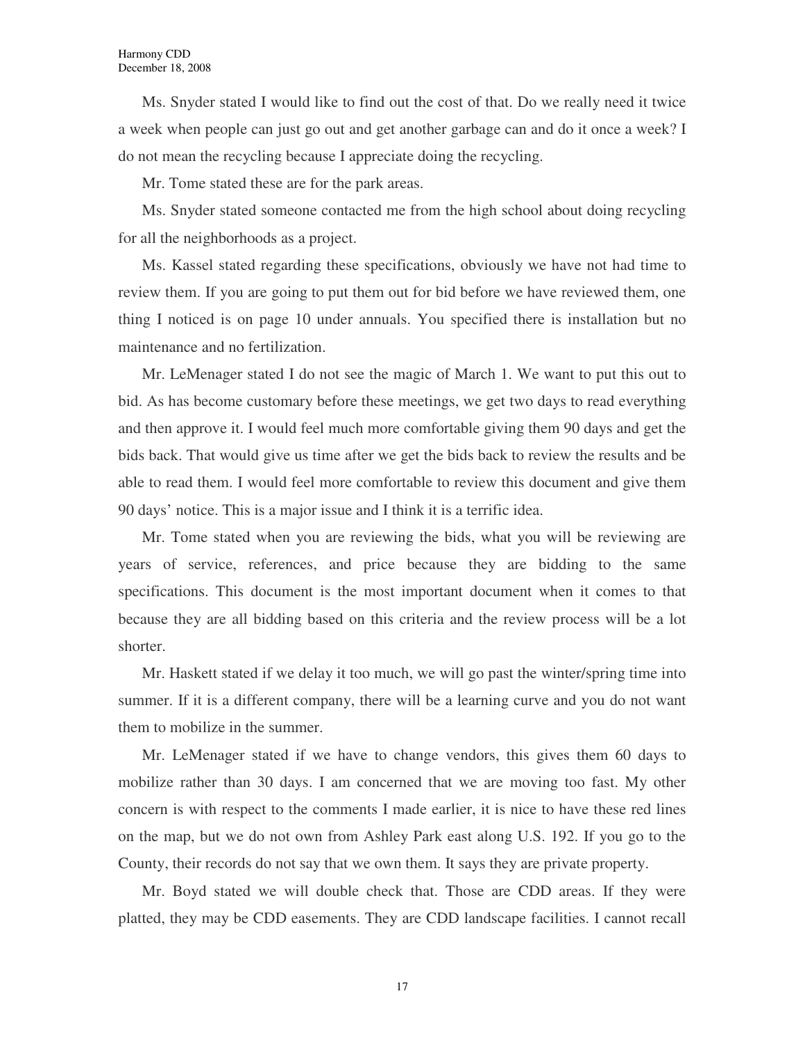Ms. Snyder stated I would like to find out the cost of that. Do we really need it twice a week when people can just go out and get another garbage can and do it once a week? I do not mean the recycling because I appreciate doing the recycling.

Mr. Tome stated these are for the park areas.

Ms. Snyder stated someone contacted me from the high school about doing recycling for all the neighborhoods as a project.

Ms. Kassel stated regarding these specifications, obviously we have not had time to review them. If you are going to put them out for bid before we have reviewed them, one thing I noticed is on page 10 under annuals. You specified there is installation but no maintenance and no fertilization.

Mr. LeMenager stated I do not see the magic of March 1. We want to put this out to bid. As has become customary before these meetings, we get two days to read everything and then approve it. I would feel much more comfortable giving them 90 days and get the bids back. That would give us time after we get the bids back to review the results and be able to read them. I would feel more comfortable to review this document and give them 90 days' notice. This is a major issue and I think it is a terrific idea.

Mr. Tome stated when you are reviewing the bids, what you will be reviewing are years of service, references, and price because they are bidding to the same specifications. This document is the most important document when it comes to that because they are all bidding based on this criteria and the review process will be a lot shorter.

Mr. Haskett stated if we delay it too much, we will go past the winter/spring time into summer. If it is a different company, there will be a learning curve and you do not want them to mobilize in the summer.

Mr. LeMenager stated if we have to change vendors, this gives them 60 days to mobilize rather than 30 days. I am concerned that we are moving too fast. My other concern is with respect to the comments I made earlier, it is nice to have these red lines on the map, but we do not own from Ashley Park east along U.S. 192. If you go to the County, their records do not say that we own them. It says they are private property.

Mr. Boyd stated we will double check that. Those are CDD areas. If they were platted, they may be CDD easements. They are CDD landscape facilities. I cannot recall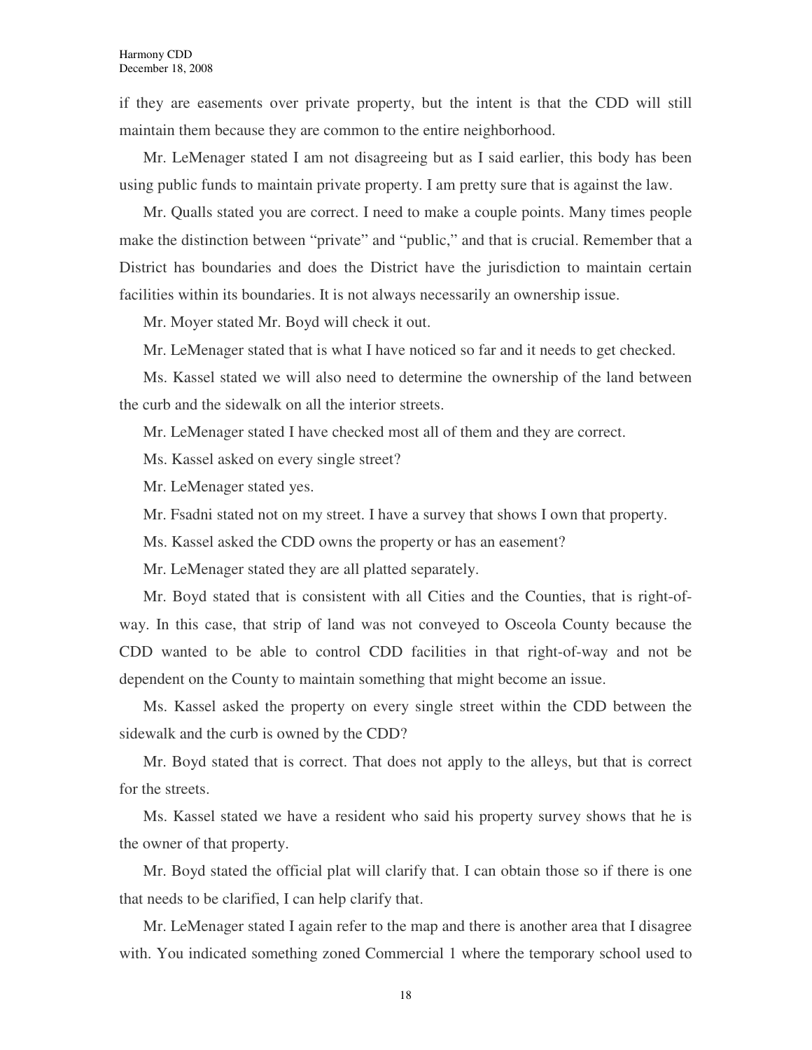if they are easements over private property, but the intent is that the CDD will still maintain them because they are common to the entire neighborhood.

Mr. LeMenager stated I am not disagreeing but as I said earlier, this body has been using public funds to maintain private property. I am pretty sure that is against the law.

Mr. Qualls stated you are correct. I need to make a couple points. Many times people make the distinction between "private" and "public," and that is crucial. Remember that a District has boundaries and does the District have the jurisdiction to maintain certain facilities within its boundaries. It is not always necessarily an ownership issue.

Mr. Moyer stated Mr. Boyd will check it out.

Mr. LeMenager stated that is what I have noticed so far and it needs to get checked.

Ms. Kassel stated we will also need to determine the ownership of the land between the curb and the sidewalk on all the interior streets.

Mr. LeMenager stated I have checked most all of them and they are correct.

Ms. Kassel asked on every single street?

Mr. LeMenager stated yes.

Mr. Fsadni stated not on my street. I have a survey that shows I own that property.

Ms. Kassel asked the CDD owns the property or has an easement?

Mr. LeMenager stated they are all platted separately.

Mr. Boyd stated that is consistent with all Cities and the Counties, that is right-of-way. In this case, that strip of land was not conveyed to Osceola County because the CDD wanted to be able to control CDD facilities in that right-of-way and not be dependent on the County to maintain something that might become an issue.

Ms. Kassel asked the property on every single street within the CDD between the sidewalk and the curb is owned by the CDD?

Mr. Boyd stated that is correct. That does not apply to the alleys, but that is correct for the streets.

Ms. Kassel stated we have a resident who said his property survey shows that he is the owner of that property.

Mr. Boyd stated the official plat will clarify that. I can obtain those so if there is one that needs to be clarified, I can help clarify that.

Mr. LeMenager stated I again refer to the map and there is another area that I disagree with. You indicated something zoned Commercial 1 where the temporary school used to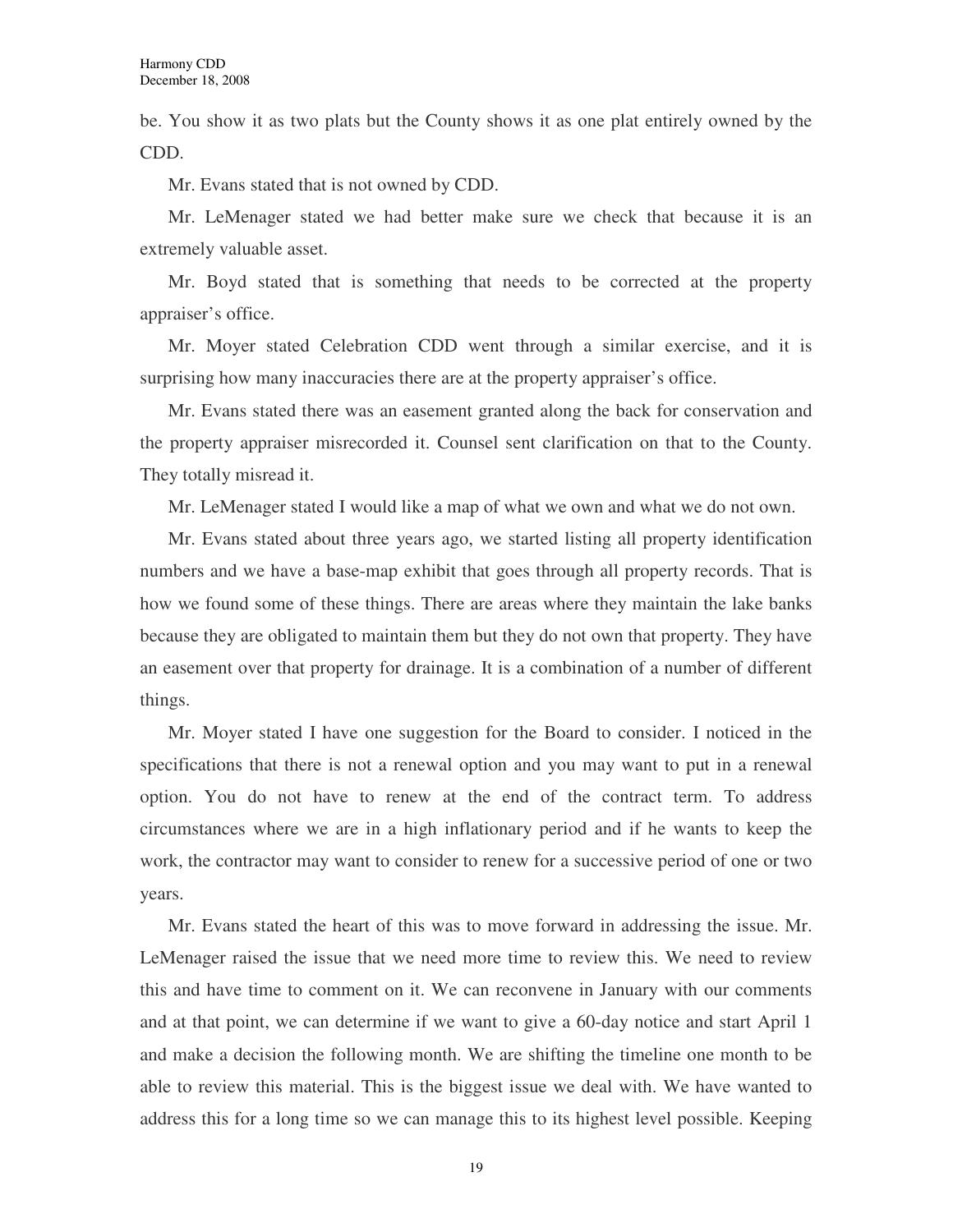be. You show it as two plats but the County shows it as one plat entirely owned by the CDD.

Mr. Evans stated that is not owned by CDD.

Mr. LeMenager stated we had better make sure we check that because it is an extremely valuable asset.

Mr. Boyd stated that is something that needs to be corrected at the property appraiser's office.

Mr. Moyer stated Celebration CDD went through a similar exercise, and it is surprising how many inaccuracies there are at the property appraiser's office.

Mr. Evans stated there was an easement granted along the back for conservation and the property appraiser misrecorded it. Counsel sent clarification on that to the County. They totally misread it.

Mr. LeMenager stated I would like a map of what we own and what we do not own.

Mr. Evans stated about three years ago, we started listing all property identification numbers and we have a base-map exhibit that goes through all property records. That is how we found some of these things. There are areas where they maintain the lake banks because they are obligated to maintain them but they do not own that property. They have an easement over that property for drainage. It is a combination of a number of different things.

Mr. Moyer stated I have one suggestion for the Board to consider. I noticed in the specifications that there is not a renewal option and you may want to put in a renewal option. You do not have to renew at the end of the contract term. To address circumstances where we are in a high inflationary period and if he wants to keep the work, the contractor may want to consider to renew for a successive period of one or two years.

Mr. Evans stated the heart of this was to move forward in addressing the issue. Mr. LeMenager raised the issue that we need more time to review this. We need to review this and have time to comment on it. We can reconvene in January with our comments and at that point, we can determine if we want to give a 60-day notice and start April 1 and make a decision the following month. We are shifting the timeline one month to be able to review this material. This is the biggest issue we deal with. We have wanted to address this for a long time so we can manage this to its highest level possible. Keeping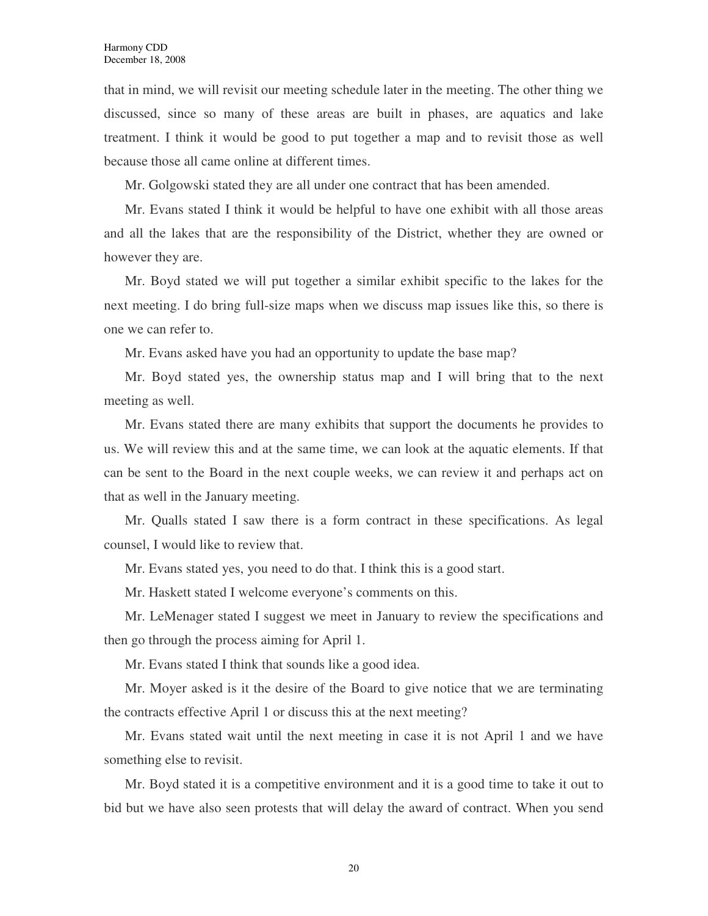that in mind, we will revisit our meeting schedule later in the meeting. The other thing we discussed, since so many of these areas are built in phases, are aquatics and lake treatment. I think it would be good to put together a map and to revisit those as well because those all came online at different times.

Mr. Golgowski stated they are all under one contract that has been amended.

Mr. Evans stated I think it would be helpful to have one exhibit with all those areas and all the lakes that are the responsibility of the District, whether they are owned or however they are.

Mr. Boyd stated we will put together a similar exhibit specific to the lakes for the next meeting. I do bring full-size maps when we discuss map issues like this, so there is one we can refer to.

Mr. Evans asked have you had an opportunity to update the base map?

Mr. Boyd stated yes, the ownership status map and I will bring that to the next meeting as well.

Mr. Evans stated there are many exhibits that support the documents he provides to us. We will review this and at the same time, we can look at the aquatic elements. If that can be sent to the Board in the next couple weeks, we can review it and perhaps act on that as well in the January meeting.

Mr. Qualls stated I saw there is a form contract in these specifications. As legal counsel, I would like to review that.

Mr. Evans stated yes, you need to do that. I think this is a good start.

Mr. Haskett stated I welcome everyone's comments on this.

Mr. LeMenager stated I suggest we meet in January to review the specifications and then go through the process aiming for April 1.

Mr. Evans stated I think that sounds like a good idea.

Mr. Moyer asked is it the desire of the Board to give notice that we are terminating the contracts effective April 1 or discuss this at the next meeting?

Mr. Evans stated wait until the next meeting in case it is not April 1 and we have something else to revisit.

Mr. Boyd stated it is a competitive environment and it is a good time to take it out to bid but we have also seen protests that will delay the award of contract. When you send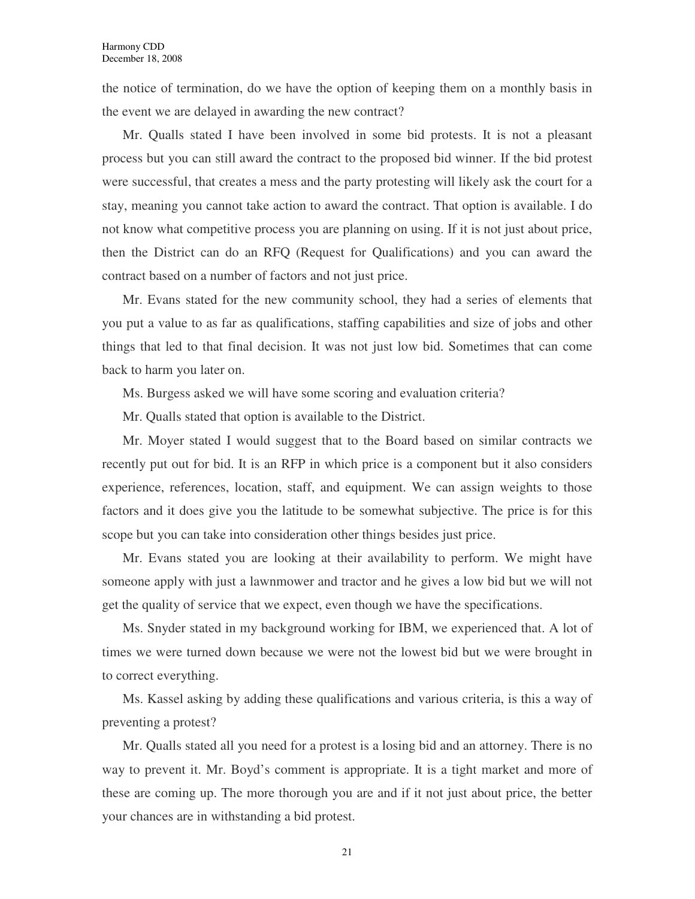the notice of termination, do we have the option of keeping them on a monthly basis in the event we are delayed in awarding the new contract?

Mr. Qualls stated I have been involved in some bid protests. It is not a pleasant process but you can still award the contract to the proposed bid winner. If the bid protest were successful, that creates a mess and the party protesting will likely ask the court for a stay, meaning you cannot take action to award the contract. That option is available. I do not know what competitive process you are planning on using. If it is not just about price, then the District can do an RFQ (Request for Qualifications) and you can award the contract based on a number of factors and not just price.

Mr. Evans stated for the new community school, they had a series of elements that you put a value to as far as qualifications, staffing capabilities and size of jobs and other things that led to that final decision. It was not just low bid. Sometimes that can come back to harm you later on.

Ms. Burgess asked we will have some scoring and evaluation criteria?

Mr. Qualls stated that option is available to the District.

Mr. Moyer stated I would suggest that to the Board based on similar contracts we recently put out for bid. It is an RFP in which price is a component but it also considers experience, references, location, staff, and equipment. We can assign weights to those factors and it does give you the latitude to be somewhat subjective. The price is for this scope but you can take into consideration other things besides just price.

Mr. Evans stated you are looking at their availability to perform. We might have someone apply with just a lawnmower and tractor and he gives a low bid but we will not get the quality of service that we expect, even though we have the specifications.

Ms. Snyder stated in my background working for IBM, we experienced that. A lot of times we were turned down because we were not the lowest bid but we were brought in to correct everything.

Ms. Kassel asking by adding these qualifications and various criteria, is this a way of preventing a protest?

Mr. Qualls stated all you need for a protest is a losing bid and an attorney. There is no way to prevent it. Mr. Boyd's comment is appropriate. It is a tight market and more of these are coming up. The more thorough you are and if it not just about price, the better your chances are in withstanding a bid protest.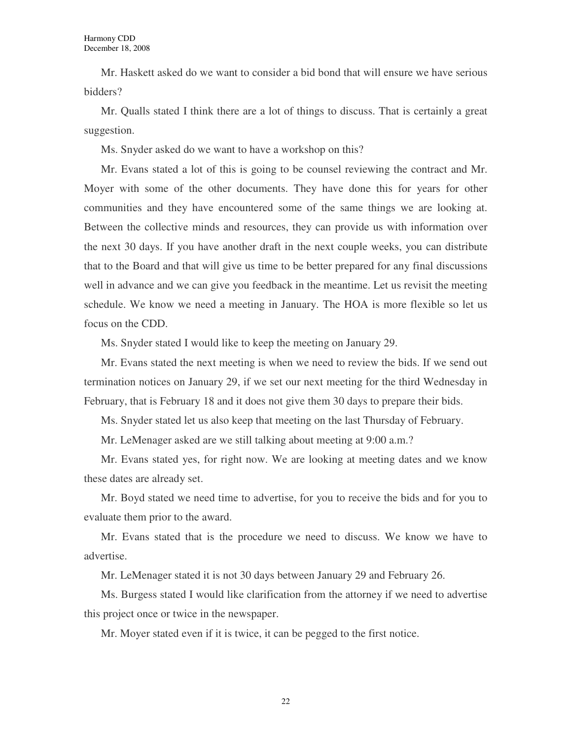Mr. Haskett asked do we want to consider a bid bond that will ensure we have serious bidders?

Mr. Qualls stated I think there are a lot of things to discuss. That is certainly a great suggestion.

Ms. Snyder asked do we want to have a workshop on this?

Mr. Evans stated a lot of this is going to be counsel reviewing the contract and Mr. Moyer with some of the other documents. They have done this for years for other communities and they have encountered some of the same things we are looking at. Between the collective minds and resources, they can provide us with information over the next 30 days. If you have another draft in the next couple weeks, you can distribute that to the Board and that will give us time to be better prepared for any final discussions well in advance and we can give you feedback in the meantime. Let us revisit the meeting schedule. We know we need a meeting in January. The HOA is more flexible so let us focus on the CDD.

Ms. Snyder stated I would like to keep the meeting on January 29.

Mr. Evans stated the next meeting is when we need to review the bids. If we send out termination notices on January 29, if we set our next meeting for the third Wednesday in February, that is February 18 and it does not give them 30 days to prepare their bids.

Ms. Snyder stated let us also keep that meeting on the last Thursday of February.

Mr. LeMenager asked are we still talking about meeting at 9:00 a.m.?

Mr. Evans stated yes, for right now. We are looking at meeting dates and we know these dates are already set.

Mr. Boyd stated we need time to advertise, for you to receive the bids and for you to evaluate them prior to the award.

Mr. Evans stated that is the procedure we need to discuss. We know we have to advertise.

Mr. LeMenager stated it is not 30 days between January 29 and February 26.

Ms. Burgess stated I would like clarification from the attorney if we need to advertise this project once or twice in the newspaper.

Mr. Moyer stated even if it is twice, it can be pegged to the first notice.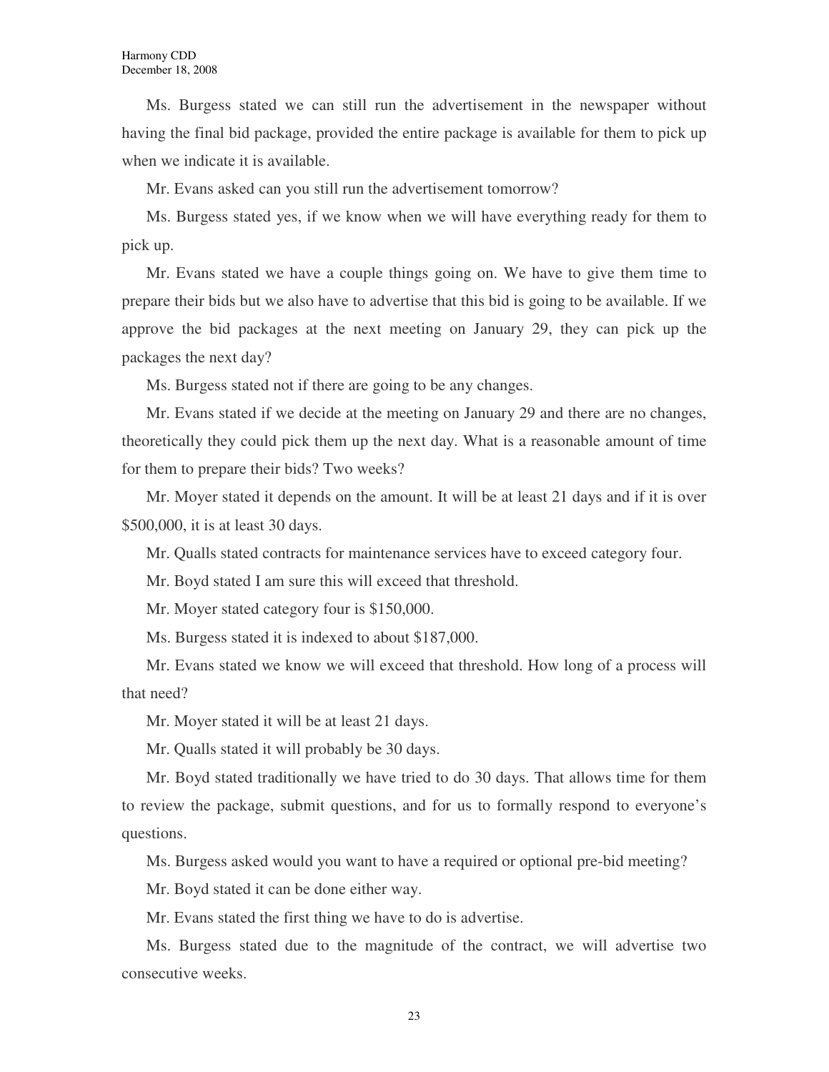Ms. Burgess stated we can still run the advertisement in the newspaper without having the final bid package, provided the entire package is available for them to pick up when we indicate it is available.

Mr. Evans asked can you still run the advertisement tomorrow?

Ms. Burgess stated yes, if we know when we will have everything ready for them to pick up.

Mr. Evans stated we have a couple things going on. We have to give them time to prepare their bids but we also have to advertise that this bid is going to be available. If we approve the bid packages at the next meeting on January 29, they can pick up the packages the next day?

Ms. Burgess stated not if there are going to be any changes.

Mr. Evans stated if we decide at the meeting on January 29 and there are no changes, theoretically they could pick them up the next day. What is a reasonable amount of time for them to prepare their bids? Two weeks?

Mr. Moyer stated it depends on the amount. It will be at least 21 days and if it is over $500,000, it is at least 30 days.

Mr. Qualls stated contracts for maintenance services have to exceed category four.

Mr. Boyd stated I am sure this will exceed that threshold.

Mr. Moyer stated category four is $150,000.

Ms. Burgess stated it is indexed to about $187,000.

Mr. Evans stated we know we will exceed that threshold. How long of a process will that need?

Mr. Moyer stated it will be at least 21 days.

Mr. Qualls stated it will probably be 30 days.

Mr. Boyd stated traditionally we have tried to do 30 days. That allows time for them to review the package, submit questions, and for us to formally respond to everyone's questions.

Ms. Burgess asked would you want to have a required or optional pre-bid meeting?

Mr. Boyd stated it can be done either way.

Mr. Evans stated the first thing we have to do is advertise.

Ms. Burgess stated due to the magnitude of the contract, we will advertise two consecutive weeks.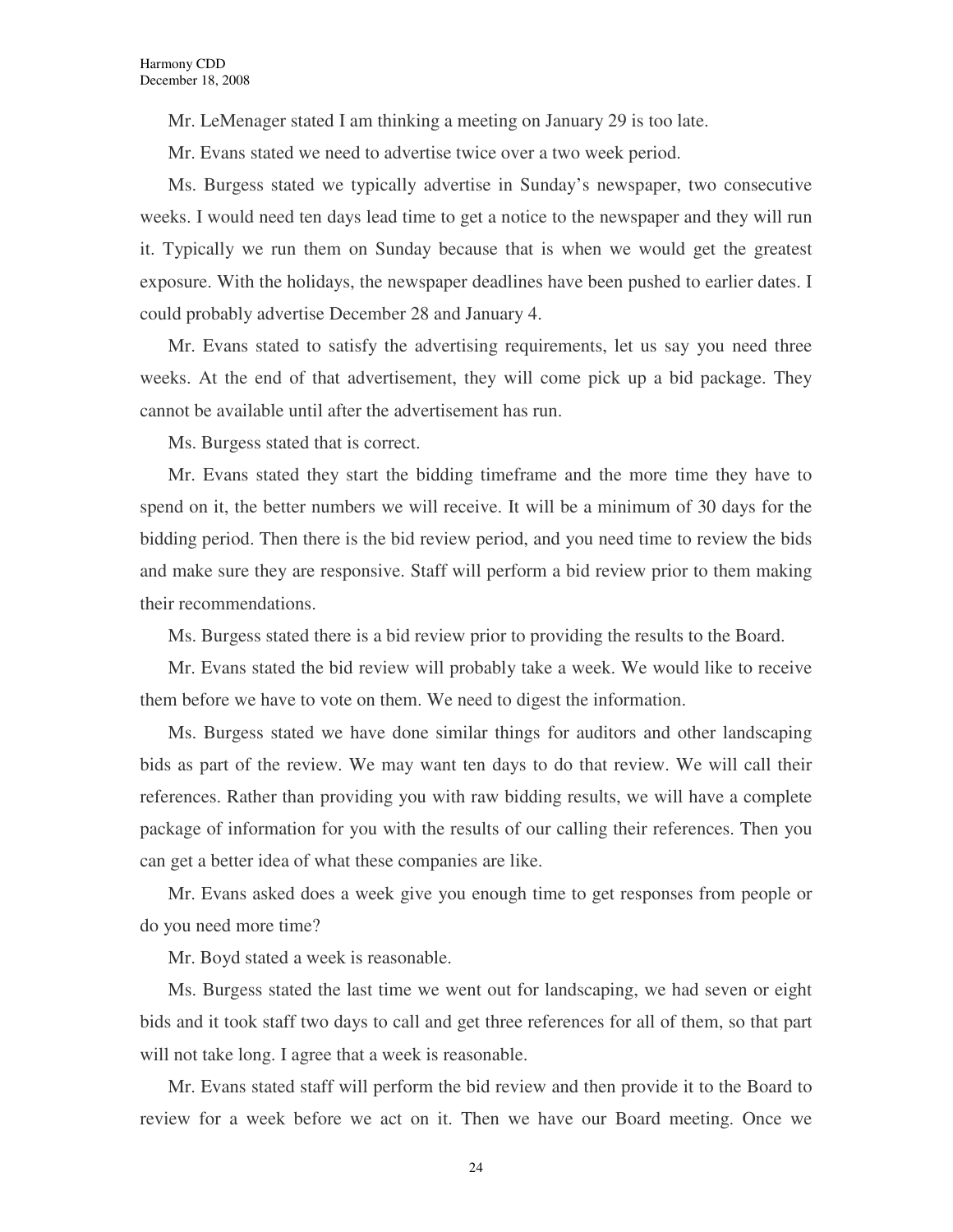Mr. LeMenager stated I am thinking a meeting on January 29 is too late.

Mr. Evans stated we need to advertise twice over a two week period.

Ms. Burgess stated we typically advertise in Sunday's newspaper, two consecutive weeks. I would need ten days lead time to get a notice to the newspaper and they will run it. Typically we run them on Sunday because that is when we would get the greatest exposure. With the holidays, the newspaper deadlines have been pushed to earlier dates. I could probably advertise December 28 and January 4.

Mr. Evans stated to satisfy the advertising requirements, let us say you need three weeks. At the end of that advertisement, they will come pick up a bid package. They cannot be available until after the advertisement has run.

Ms. Burgess stated that is correct.

Mr. Evans stated they start the bidding timeframe and the more time they have to spend on it, the better numbers we will receive. It will be a minimum of 30 days for the bidding period. Then there is the bid review period, and you need time to review the bids and make sure they are responsive. Staff will perform a bid review prior to them making their recommendations.

Ms. Burgess stated there is a bid review prior to providing the results to the Board.

Mr. Evans stated the bid review will probably take a week. We would like to receive them before we have to vote on them. We need to digest the information.

Ms. Burgess stated we have done similar things for auditors and other landscaping bids as part of the review. We may want ten days to do that review. We will call their references. Rather than providing you with raw bidding results, we will have a complete package of information for you with the results of our calling their references. Then you can get a better idea of what these companies are like.

Mr. Evans asked does a week give you enough time to get responses from people or do you need more time?

Mr. Boyd stated a week is reasonable.

Ms. Burgess stated the last time we went out for landscaping, we had seven or eight bids and it took staff two days to call and get three references for all of them, so that part will not take long. I agree that a week is reasonable.

Mr. Evans stated staff will perform the bid review and then provide it to the Board to review for a week before we act on it. Then we have our Board meeting. Once we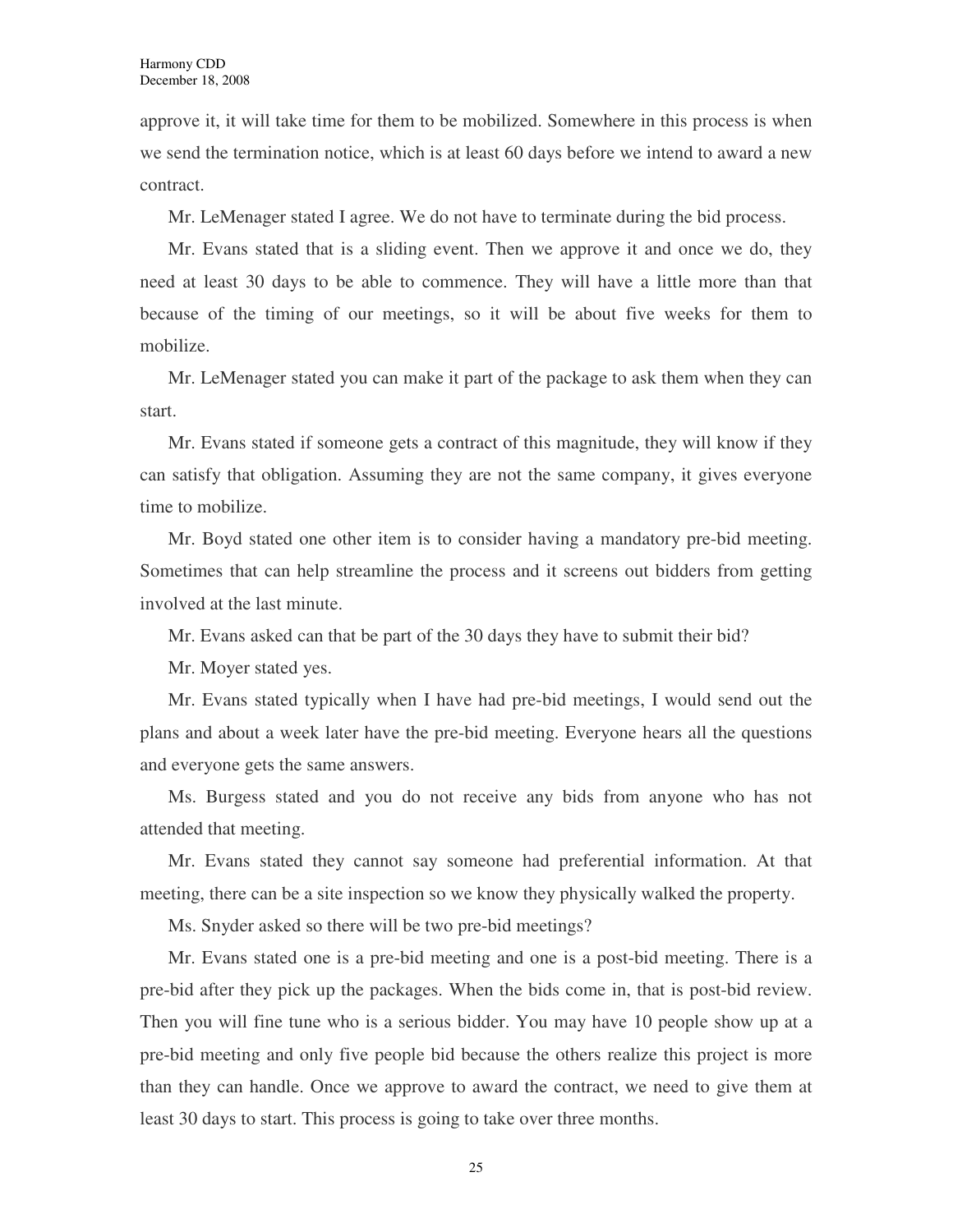approve it, it will take time for them to be mobilized. Somewhere in this process is when we send the termination notice, which is at least 60 days before we intend to award a new contract.

Mr. LeMenager stated I agree. We do not have to terminate during the bid process.

Mr. Evans stated that is a sliding event. Then we approve it and once we do, they need at least 30 days to be able to commence. They will have a little more than that because of the timing of our meetings, so it will be about five weeks for them to mobilize.

Mr. LeMenager stated you can make it part of the package to ask them when they can start.

Mr. Evans stated if someone gets a contract of this magnitude, they will know if they can satisfy that obligation. Assuming they are not the same company, it gives everyone time to mobilize.

Mr. Boyd stated one other item is to consider having a mandatory pre-bid meeting. Sometimes that can help streamline the process and it screens out bidders from getting involved at the last minute.

Mr. Evans asked can that be part of the 30 days they have to submit their bid?

Mr. Moyer stated yes.

Mr. Evans stated typically when I have had pre-bid meetings, I would send out the plans and about a week later have the pre-bid meeting. Everyone hears all the questions and everyone gets the same answers.

Ms. Burgess stated and you do not receive any bids from anyone who has not attended that meeting.

Mr. Evans stated they cannot say someone had preferential information. At that meeting, there can be a site inspection so we know they physically walked the property.

Ms. Snyder asked so there will be two pre-bid meetings?

Mr. Evans stated one is a pre-bid meeting and one is a post-bid meeting. There is a pre-bid after they pick up the packages. When the bids come in, that is post-bid review. Then you will fine tune who is a serious bidder. You may have 10 people show up at a pre-bid meeting and only five people bid because the others realize this project is more than they can handle. Once we approve to award the contract, we need to give them at least 30 days to start. This process is going to take over three months.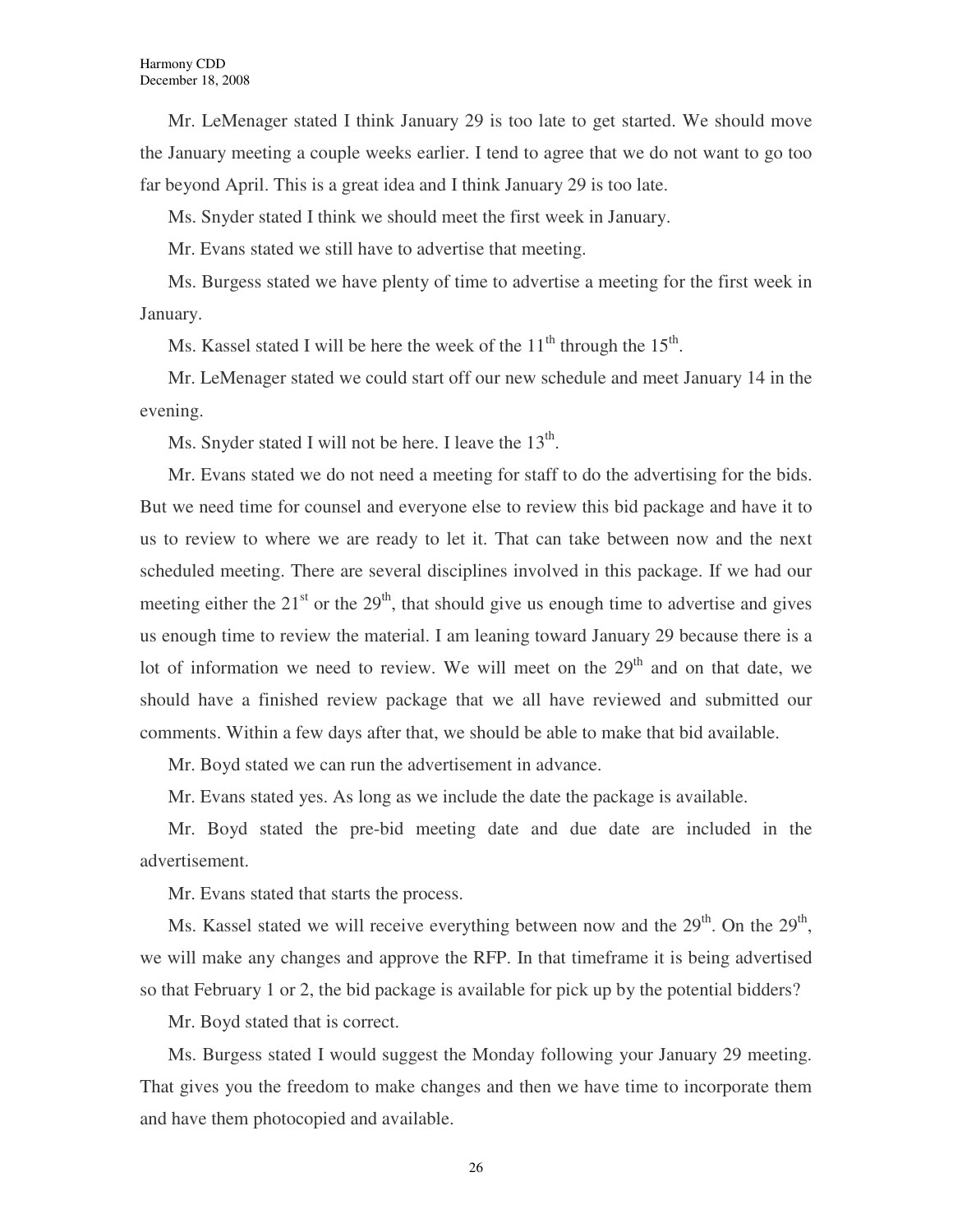Mr. LeMenager stated I think January 29 is too late to get started. We should move the January meeting a couple weeks earlier. I tend to agree that we do not want to go too far beyond April. This is a great idea and I think January 29 is too late.

Ms. Snyder stated I think we should meet the first week in January.

Mr. Evans stated we still have to advertise that meeting.

Ms. Burgess stated we have plenty of time to advertise a meeting for the first week in January.

Ms. Kassel stated I will be here the week of the 11th through the 15th.

Mr. LeMenager stated we could start off our new schedule and meet January 14 in the evening.

Ms. Snyder stated I will not be here. I leave the 13th.

Mr. Evans stated we do not need a meeting for staff to do the advertising for the bids. But we need time for counsel and everyone else to review this bid package and have it to us to review to where we are ready to let it. That can take between now and the next scheduled meeting. There are several disciplines involved in this package. If we had our meeting either the 21st or the 29th, that should give us enough time to advertise and gives us enough time to review the material. I am leaning toward January 29 because there is a lot of information we need to review. We will meet on the 29th and on that date, we should have a finished review package that we all have reviewed and submitted our comments. Within a few days after that, we should be able to make that bid available.

Mr. Boyd stated we can run the advertisement in advance.

Mr. Evans stated yes. As long as we include the date the package is available.

Mr. Boyd stated the pre-bid meeting date and due date are included in the advertisement.

Mr. Evans stated that starts the process.

Ms. Kassel stated we will receive everything between now and the 29th. On the 29th, we will make any changes and approve the RFP. In that timeframe it is being advertised so that February 1 or 2, the bid package is available for pick up by the potential bidders?

Mr. Boyd stated that is correct.

Ms. Burgess stated I would suggest the Monday following your January 29 meeting. That gives you the freedom to make changes and then we have time to incorporate them and have them photocopied and available.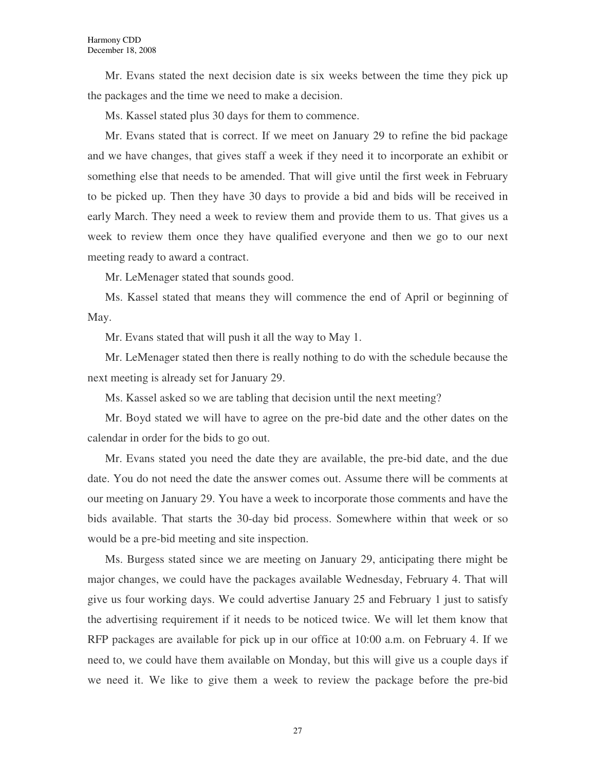Mr. Evans stated the next decision date is six weeks between the time they pick up the packages and the time we need to make a decision.

Ms. Kassel stated plus 30 days for them to commence.

Mr. Evans stated that is correct. If we meet on January 29 to refine the bid package and we have changes, that gives staff a week if they need it to incorporate an exhibit or something else that needs to be amended. That will give until the first week in February to be picked up. Then they have 30 days to provide a bid and bids will be received in early March. They need a week to review them and provide them to us. That gives us a week to review them once they have qualified everyone and then we go to our next meeting ready to award a contract.

Mr. LeMenager stated that sounds good.

Ms. Kassel stated that means they will commence the end of April or beginning of May.

Mr. Evans stated that will push it all the way to May 1.

Mr. LeMenager stated then there is really nothing to do with the schedule because the next meeting is already set for January 29.

Ms. Kassel asked so we are tabling that decision until the next meeting?

Mr. Boyd stated we will have to agree on the pre-bid date and the other dates on the calendar in order for the bids to go out.

Mr. Evans stated you need the date they are available, the pre-bid date, and the due date. You do not need the date the answer comes out. Assume there will be comments at our meeting on January 29. You have a week to incorporate those comments and have the bids available. That starts the 30-day bid process. Somewhere within that week or so would be a pre-bid meeting and site inspection.

Ms. Burgess stated since we are meeting on January 29, anticipating there might be major changes, we could have the packages available Wednesday, February 4. That will give us four working days. We could advertise January 25 and February 1 just to satisfy the advertising requirement if it needs to be noticed twice. We will let them know that RFP packages are available for pick up in our office at 10:00 a.m. on February 4. If we need to, we could have them available on Monday, but this will give us a couple days if we need it. We like to give them a week to review the package before the pre-bid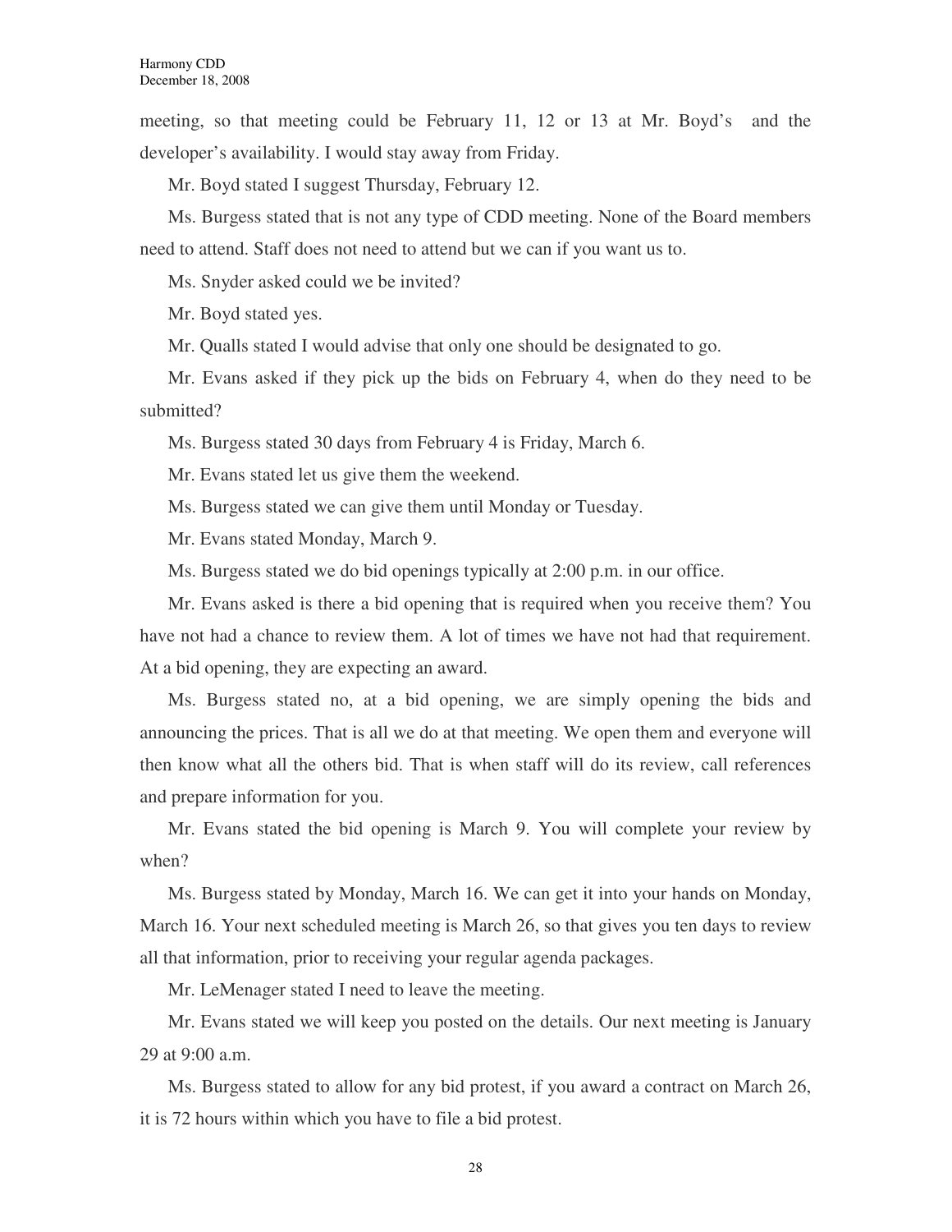meeting, so that meeting could be February 11, 12 or 13 at Mr. Boyd's and the developer's availability. I would stay away from Friday.

Mr. Boyd stated I suggest Thursday, February 12.

Ms. Burgess stated that is not any type of CDD meeting. None of the Board members need to attend. Staff does not need to attend but we can if you want us to.

Ms. Snyder asked could we be invited?

Mr. Boyd stated yes.

Mr. Qualls stated I would advise that only one should be designated to go.

Mr. Evans asked if they pick up the bids on February 4, when do they need to be submitted?

Ms. Burgess stated 30 days from February 4 is Friday, March 6.

Mr. Evans stated let us give them the weekend.

Ms. Burgess stated we can give them until Monday or Tuesday.

Mr. Evans stated Monday, March 9.

Ms. Burgess stated we do bid openings typically at 2:00 p.m. in our office.

Mr. Evans asked is there a bid opening that is required when you receive them? You have not had a chance to review them. A lot of times we have not had that requirement. At a bid opening, they are expecting an award.

Ms. Burgess stated no, at a bid opening, we are simply opening the bids and announcing the prices. That is all we do at that meeting. We open them and everyone will then know what all the others bid. That is when staff will do its review, call references and prepare information for you.

Mr. Evans stated the bid opening is March 9. You will complete your review by when?

Ms. Burgess stated by Monday, March 16. We can get it into your hands on Monday, March 16. Your next scheduled meeting is March 26, so that gives you ten days to review all that information, prior to receiving your regular agenda packages.

Mr. LeMenager stated I need to leave the meeting.

Mr. Evans stated we will keep you posted on the details. Our next meeting is January 29 at 9:00 a.m.

Ms. Burgess stated to allow for any bid protest, if you award a contract on March 26, it is 72 hours within which you have to file a bid protest.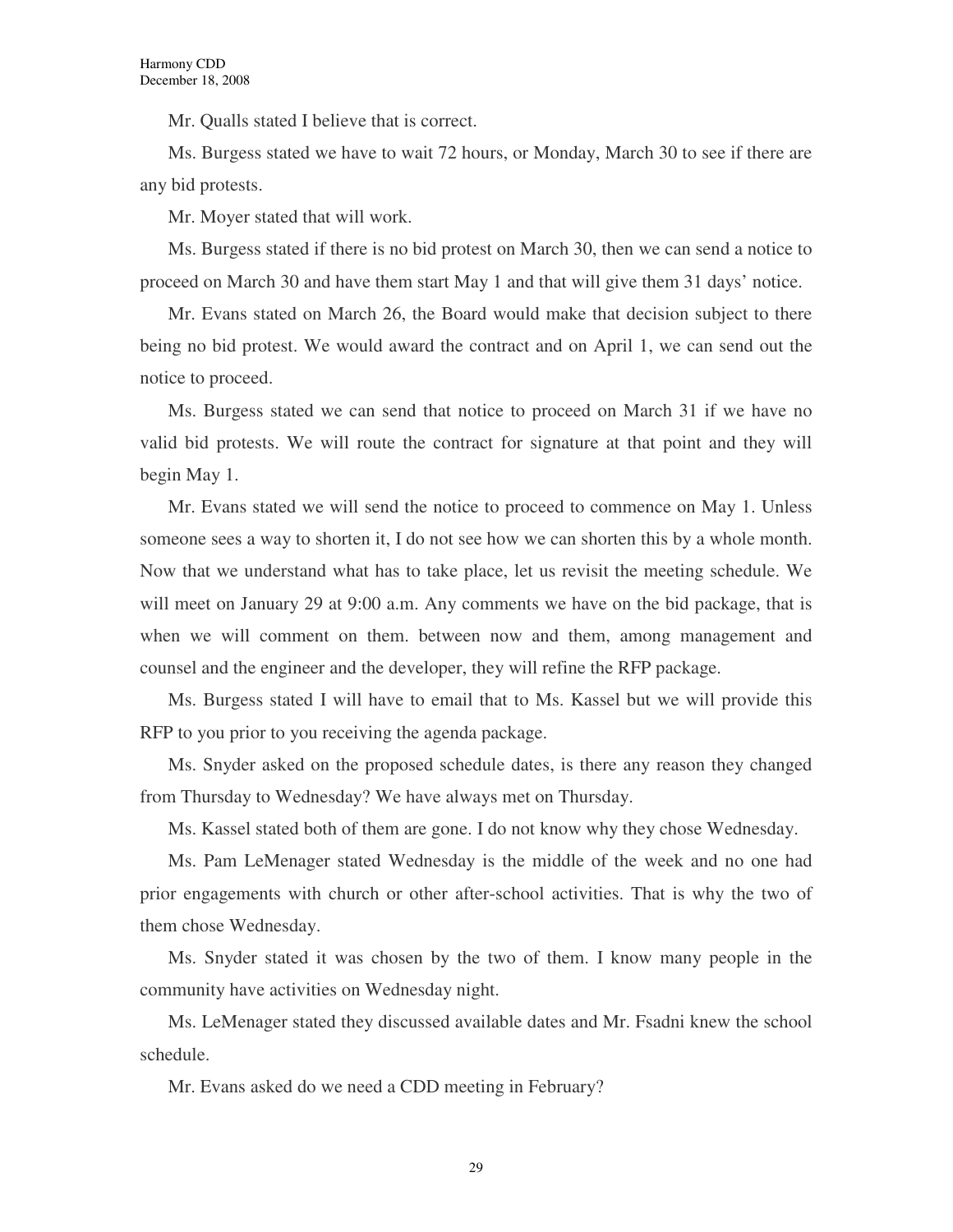Mr. Qualls stated I believe that is correct.

Ms. Burgess stated we have to wait 72 hours, or Monday, March 30 to see if there are any bid protests.

Mr. Moyer stated that will work.

Ms. Burgess stated if there is no bid protest on March 30, then we can send a notice to proceed on March 30 and have them start May 1 and that will give them 31 days' notice.

Mr. Evans stated on March 26, the Board would make that decision subject to there being no bid protest. We would award the contract and on April 1, we can send out the notice to proceed.

Ms. Burgess stated we can send that notice to proceed on March 31 if we have no valid bid protests. We will route the contract for signature at that point and they will begin May 1.

Mr. Evans stated we will send the notice to proceed to commence on May 1. Unless someone sees a way to shorten it, I do not see how we can shorten this by a whole month. Now that we understand what has to take place, let us revisit the meeting schedule. We will meet on January 29 at 9:00 a.m. Any comments we have on the bid package, that is when we will comment on them. between now and them, among management and counsel and the engineer and the developer, they will refine the RFP package.

Ms. Burgess stated I will have to email that to Ms. Kassel but we will provide this RFP to you prior to you receiving the agenda package.

Ms. Snyder asked on the proposed schedule dates, is there any reason they changed from Thursday to Wednesday? We have always met on Thursday.

Ms. Kassel stated both of them are gone. I do not know why they chose Wednesday.

Ms. Pam LeMenager stated Wednesday is the middle of the week and no one had prior engagements with church or other after-school activities. That is why the two of them chose Wednesday.

Ms. Snyder stated it was chosen by the two of them. I know many people in the community have activities on Wednesday night.

Ms. LeMenager stated they discussed available dates and Mr. Fsadni knew the school schedule.

Mr. Evans asked do we need a CDD meeting in February?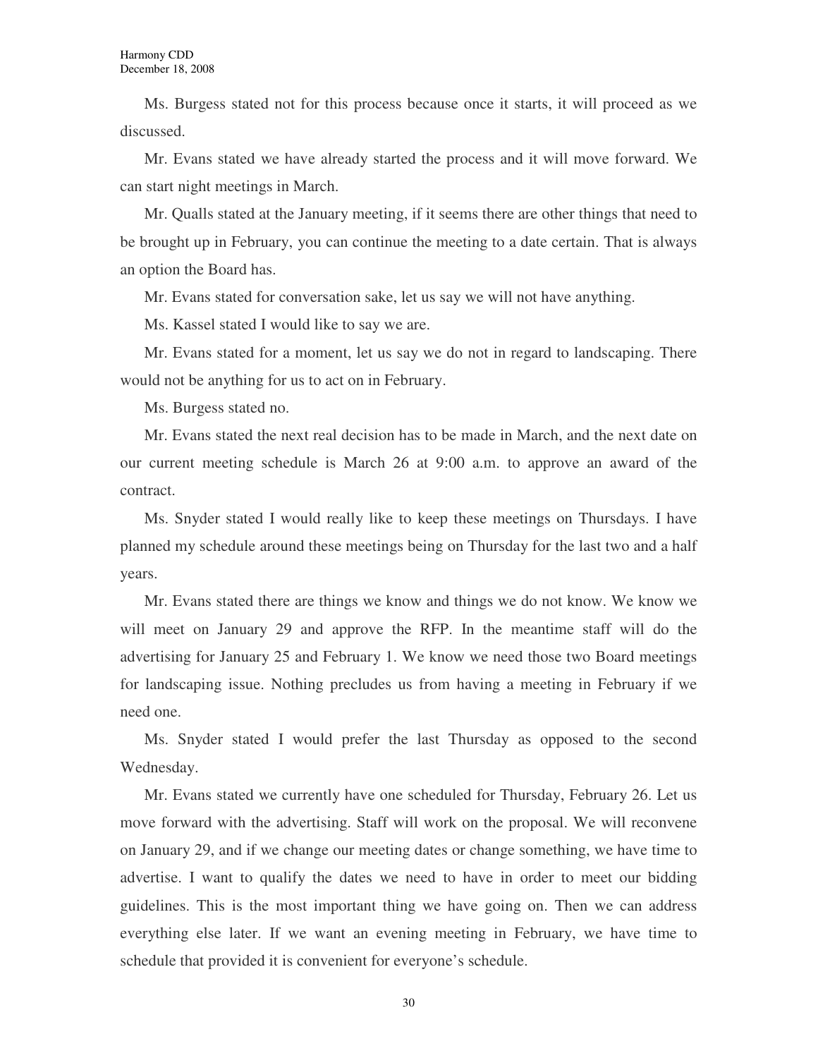Ms. Burgess stated not for this process because once it starts, it will proceed as we discussed.

Mr. Evans stated we have already started the process and it will move forward. We can start night meetings in March.

Mr. Qualls stated at the January meeting, if it seems there are other things that need to be brought up in February, you can continue the meeting to a date certain. That is always an option the Board has.

Mr. Evans stated for conversation sake, let us say we will not have anything.

Ms. Kassel stated I would like to say we are.

Mr. Evans stated for a moment, let us say we do not in regard to landscaping. There would not be anything for us to act on in February.

Ms. Burgess stated no.

Mr. Evans stated the next real decision has to be made in March, and the next date on our current meeting schedule is March 26 at 9:00 a.m. to approve an award of the contract.

Ms. Snyder stated I would really like to keep these meetings on Thursdays. I have planned my schedule around these meetings being on Thursday for the last two and a half years.

Mr. Evans stated there are things we know and things we do not know. We know we will meet on January 29 and approve the RFP. In the meantime staff will do the advertising for January 25 and February 1. We know we need those two Board meetings for landscaping issue. Nothing precludes us from having a meeting in February if we need one.

Ms. Snyder stated I would prefer the last Thursday as opposed to the second Wednesday.

Mr. Evans stated we currently have one scheduled for Thursday, February 26. Let us move forward with the advertising. Staff will work on the proposal. We will reconvene on January 29, and if we change our meeting dates or change something, we have time to advertise. I want to qualify the dates we need to have in order to meet our bidding guidelines. This is the most important thing we have going on. Then we can address everything else later. If we want an evening meeting in February, we have time to schedule that provided it is convenient for everyone's schedule.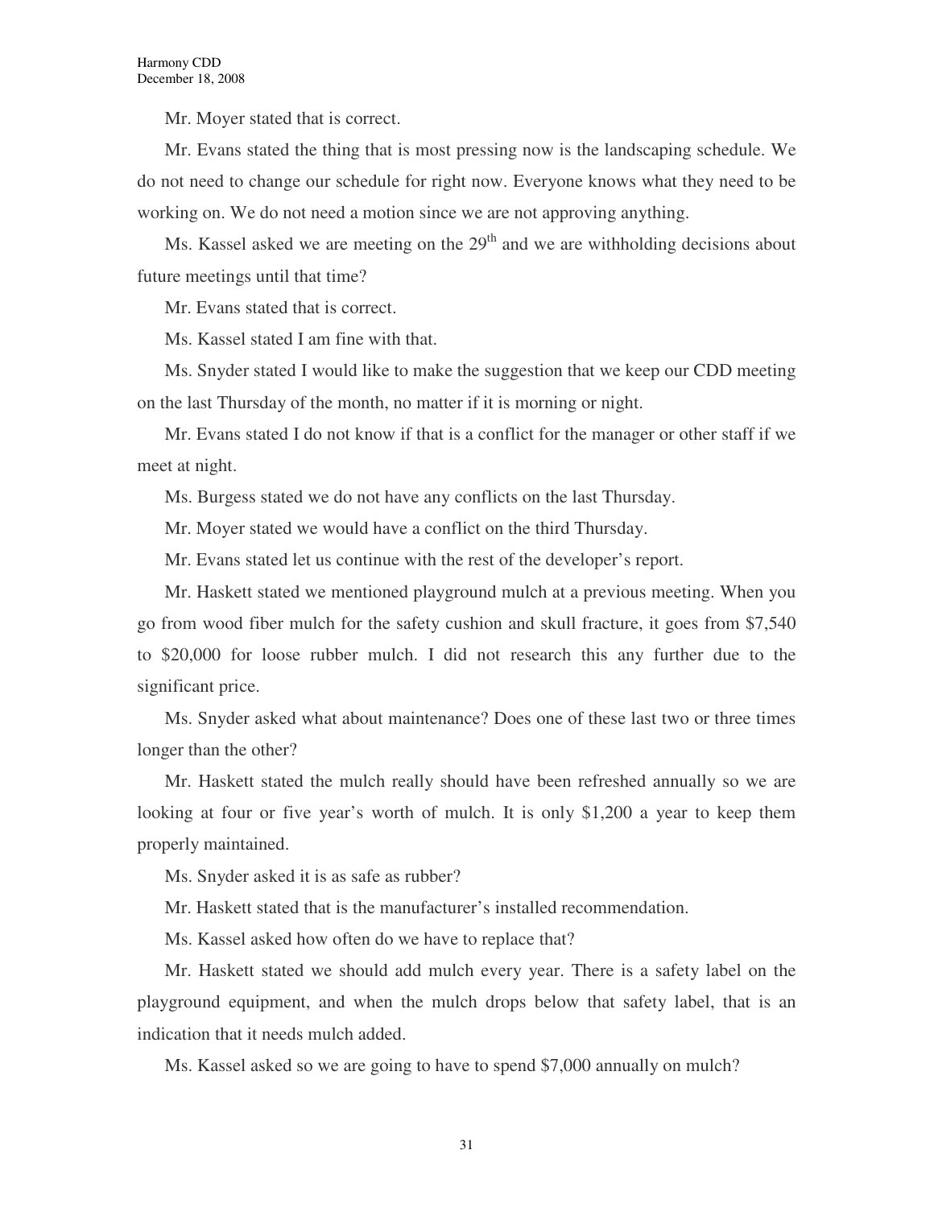Mr. Moyer stated that is correct.

Mr. Evans stated the thing that is most pressing now is the landscaping schedule. We do not need to change our schedule for right now. Everyone knows what they need to be working on. We do not need a motion since we are not approving anything.

Ms. Kassel asked we are meeting on the 29th and we are withholding decisions about future meetings until that time?

Mr. Evans stated that is correct.

Ms. Kassel stated I am fine with that.

Ms. Snyder stated I would like to make the suggestion that we keep our CDD meeting on the last Thursday of the month, no matter if it is morning or night.

Mr. Evans stated I do not know if that is a conflict for the manager or other staff if we meet at night.

Ms. Burgess stated we do not have any conflicts on the last Thursday.

Mr. Moyer stated we would have a conflict on the third Thursday.

Mr. Evans stated let us continue with the rest of the developer's report.

Mr. Haskett stated we mentioned playground mulch at a previous meeting. When you go from wood fiber mulch for the safety cushion and skull fracture, it goes from $7,540 to $20,000 for loose rubber mulch. I did not research this any further due to the significant price.

Ms. Snyder asked what about maintenance? Does one of these last two or three times longer than the other?

Mr. Haskett stated the mulch really should have been refreshed annually so we are looking at four or five year's worth of mulch. It is only $1,200 a year to keep them properly maintained.

Ms. Snyder asked it is as safe as rubber?

Mr. Haskett stated that is the manufacturer's installed recommendation.

Ms. Kassel asked how often do we have to replace that?

Mr. Haskett stated we should add mulch every year. There is a safety label on the playground equipment, and when the mulch drops below that safety label, that is an indication that it needs mulch added.

Ms. Kassel asked so we are going to have to spend $7,000 annually on mulch?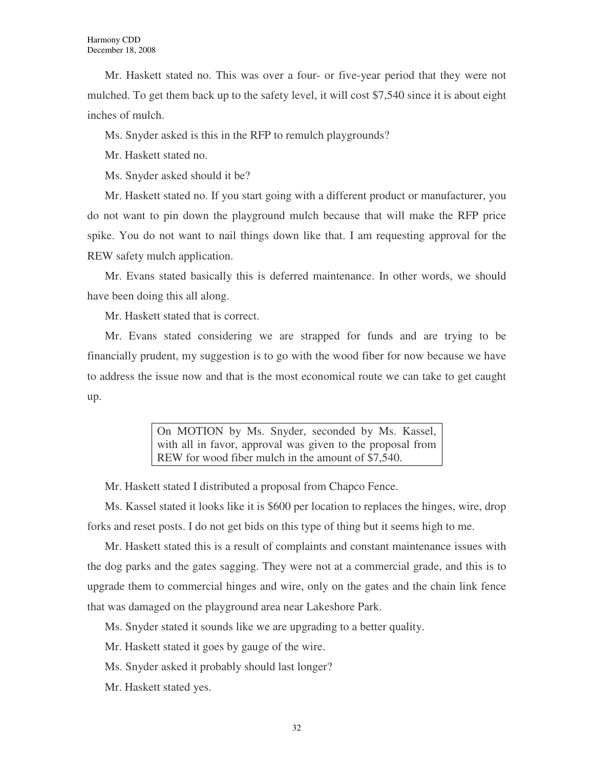Mr. Haskett stated no. This was over a four- or five-year period that they were not mulched. To get them back up to the safety level, it will cost $7,540 since it is about eight inches of mulch.

Ms. Snyder asked is this in the RFP to remulch playgrounds?

Mr. Haskett stated no.

Ms. Snyder asked should it be?

Mr. Haskett stated no. If you start going with a different product or manufacturer, you do not want to pin down the playground mulch because that will make the RFP price spike. You do not want to nail things down like that. I am requesting approval for the REW safety mulch application.

Mr. Evans stated basically this is deferred maintenance. In other words, we should have been doing this all along.

Mr. Haskett stated that is correct.

Mr. Evans stated considering we are strapped for funds and are trying to be financially prudent, my suggestion is to go with the wood fiber for now because we have to address the issue now and that is the most economical route we can take to get caught up.

> On MOTION by Ms. Snyder, seconded by Ms. Kassel, with all in favor, approval was given to the proposal from REW for wood fiber mulch in the amount of $7,540.

Mr. Haskett stated I distributed a proposal from Chapco Fence.

Ms. Kassel stated it looks like it is $600 per location to replaces the hinges, wire, drop forks and reset posts. I do not get bids on this type of thing but it seems high to me.

Mr. Haskett stated this is a result of complaints and constant maintenance issues with the dog parks and the gates sagging. They were not at a commercial grade, and this is to upgrade them to commercial hinges and wire, only on the gates and the chain link fence that was damaged on the playground area near Lakeshore Park.

Ms. Snyder stated it sounds like we are upgrading to a better quality.

Mr. Haskett stated it goes by gauge of the wire.

Ms. Snyder asked it probably should last longer?

Mr. Haskett stated yes.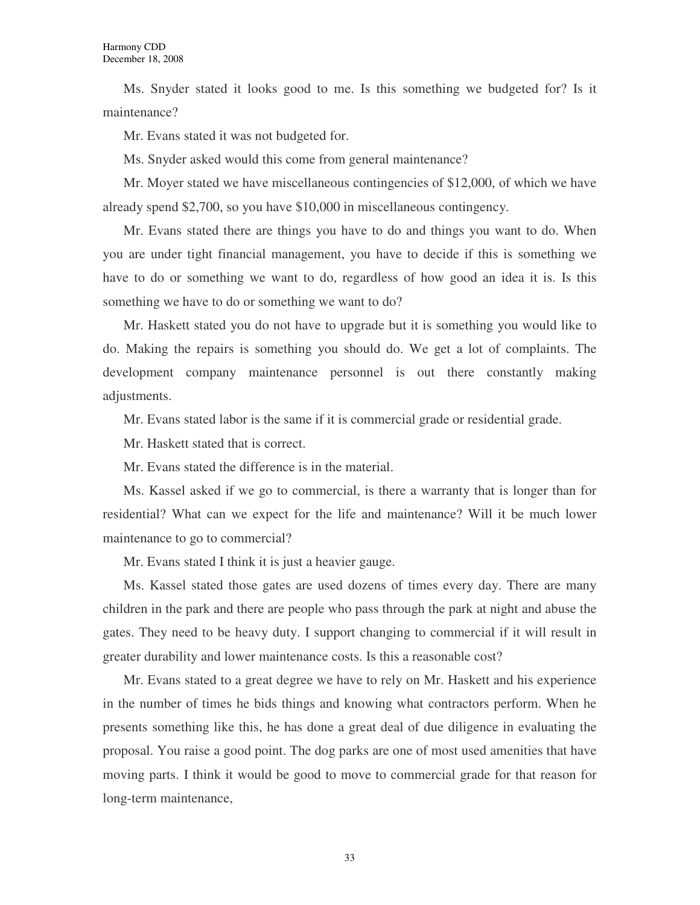Ms. Snyder stated it looks good to me. Is this something we budgeted for? Is it maintenance?

Mr. Evans stated it was not budgeted for.

Ms. Snyder asked would this come from general maintenance?

Mr. Moyer stated we have miscellaneous contingencies of $12,000, of which we have already spend $2,700, so you have $10,000 in miscellaneous contingency.

Mr. Evans stated there are things you have to do and things you want to do. When you are under tight financial management, you have to decide if this is something we have to do or something we want to do, regardless of how good an idea it is. Is this something we have to do or something we want to do?

Mr. Haskett stated you do not have to upgrade but it is something you would like to do. Making the repairs is something you should do. We get a lot of complaints. The development company maintenance personnel is out there constantly making adjustments.

Mr. Evans stated labor is the same if it is commercial grade or residential grade.

Mr. Haskett stated that is correct.

Mr. Evans stated the difference is in the material.

Ms. Kassel asked if we go to commercial, is there a warranty that is longer than for residential? What can we expect for the life and maintenance? Will it be much lower maintenance to go to commercial?

Mr. Evans stated I think it is just a heavier gauge.

Ms. Kassel stated those gates are used dozens of times every day. There are many children in the park and there are people who pass through the park at night and abuse the gates. They need to be heavy duty. I support changing to commercial if it will result in greater durability and lower maintenance costs. Is this a reasonable cost?

Mr. Evans stated to a great degree we have to rely on Mr. Haskett and his experience in the number of times he bids things and knowing what contractors perform. When he presents something like this, he has done a great deal of due diligence in evaluating the proposal. You raise a good point. The dog parks are one of most used amenities that have moving parts. I think it would be good to move to commercial grade for that reason for long-term maintenance,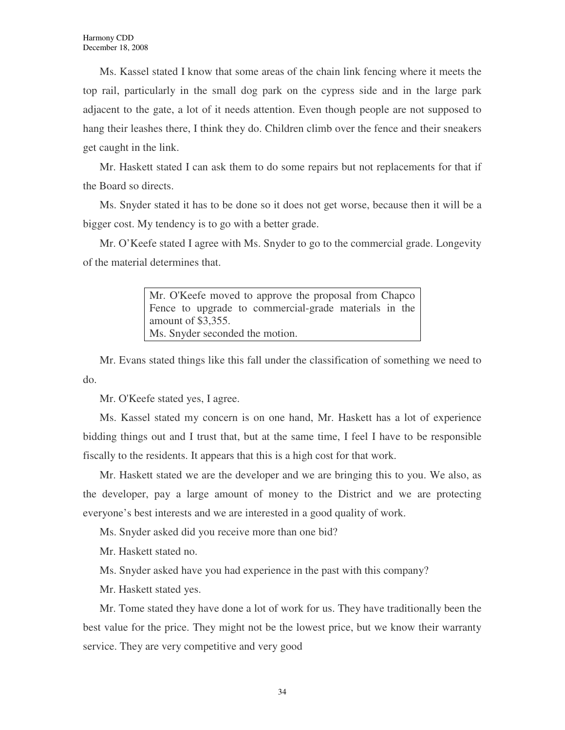Ms. Kassel stated I know that some areas of the chain link fencing where it meets the top rail, particularly in the small dog park on the cypress side and in the large park adjacent to the gate, a lot of it needs attention. Even though people are not supposed to hang their leashes there, I think they do. Children climb over the fence and their sneakers get caught in the link.

Mr. Haskett stated I can ask them to do some repairs but not replacements for that if the Board so directs.

Ms. Snyder stated it has to be done so it does not get worse, because then it will be a bigger cost. My tendency is to go with a better grade.

Mr. O'Keefe stated I agree with Ms. Snyder to go to the commercial grade. Longevity of the material determines that.

> Mr. O'Keefe moved to approve the proposal from Chapco Fence to upgrade to commercial-grade materials in the amount of $3,355.
> Ms. Snyder seconded the motion.

Mr. Evans stated things like this fall under the classification of something we need to do.

Mr. O'Keefe stated yes, I agree.

Ms. Kassel stated my concern is on one hand, Mr. Haskett has a lot of experience bidding things out and I trust that, but at the same time, I feel I have to be responsible fiscally to the residents. It appears that this is a high cost for that work.

Mr. Haskett stated we are the developer and we are bringing this to you. We also, as the developer, pay a large amount of money to the District and we are protecting everyone's best interests and we are interested in a good quality of work.

Ms. Snyder asked did you receive more than one bid?

Mr. Haskett stated no.

Ms. Snyder asked have you had experience in the past with this company?

Mr. Haskett stated yes.

Mr. Tome stated they have done a lot of work for us. They have traditionally been the best value for the price. They might not be the lowest price, but we know their warranty service. They are very competitive and very good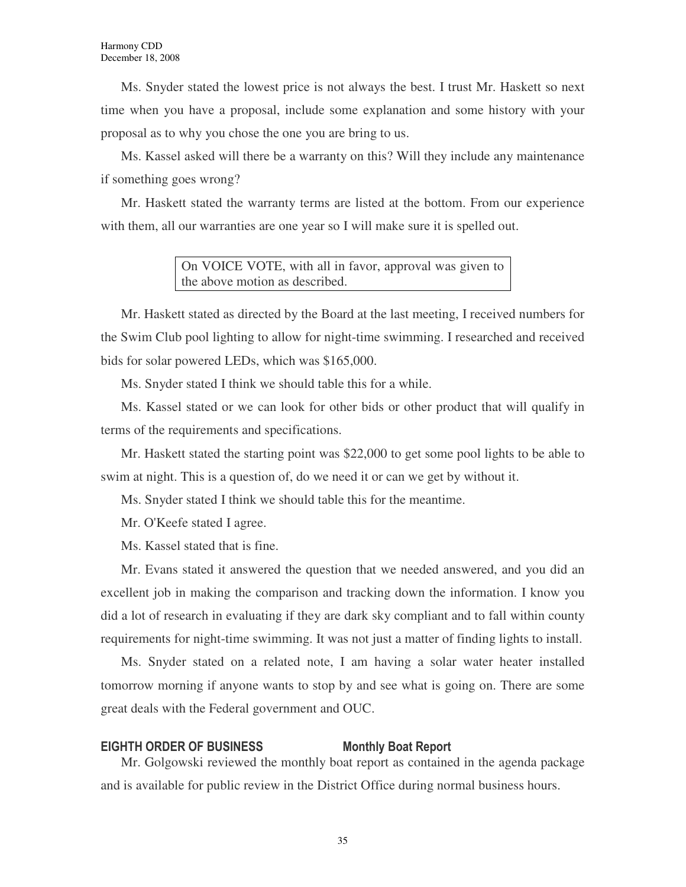Ms. Snyder stated the lowest price is not always the best. I trust Mr. Haskett so next time when you have a proposal, include some explanation and some history with your proposal as to why you chose the one you are bring to us.

Ms. Kassel asked will there be a warranty on this? Will they include any maintenance if something goes wrong?

Mr. Haskett stated the warranty terms are listed at the bottom. From our experience with them, all our warranties are one year so I will make sure it is spelled out.

> On VOICE VOTE, with all in favor, approval was given to the above motion as described.

Mr. Haskett stated as directed by the Board at the last meeting, I received numbers for the Swim Club pool lighting to allow for night-time swimming. I researched and received bids for solar powered LEDs, which was $165,000.

Ms. Snyder stated I think we should table this for a while.

Ms. Kassel stated or we can look for other bids or other product that will qualify in terms of the requirements and specifications.

Mr. Haskett stated the starting point was $22,000 to get some pool lights to be able to swim at night. This is a question of, do we need it or can we get by without it.

Ms. Snyder stated I think we should table this for the meantime.

Mr. O'Keefe stated I agree.

Ms. Kassel stated that is fine.

Mr. Evans stated it answered the question that we needed answered, and you did an excellent job in making the comparison and tracking down the information. I know you did a lot of research in evaluating if they are dark sky compliant and to fall within county requirements for night-time swimming. It was not just a matter of finding lights to install.

Ms. Snyder stated on a related note, I am having a solar water heater installed tomorrow morning if anyone wants to stop by and see what is going on. There are some great deals with the Federal government and OUC.

## EIGHTH ORDER OF BUSINESS Monthly Boat Report

Mr. Golgowski reviewed the monthly boat report as contained in the agenda package and is available for public review in the District Office during normal business hours.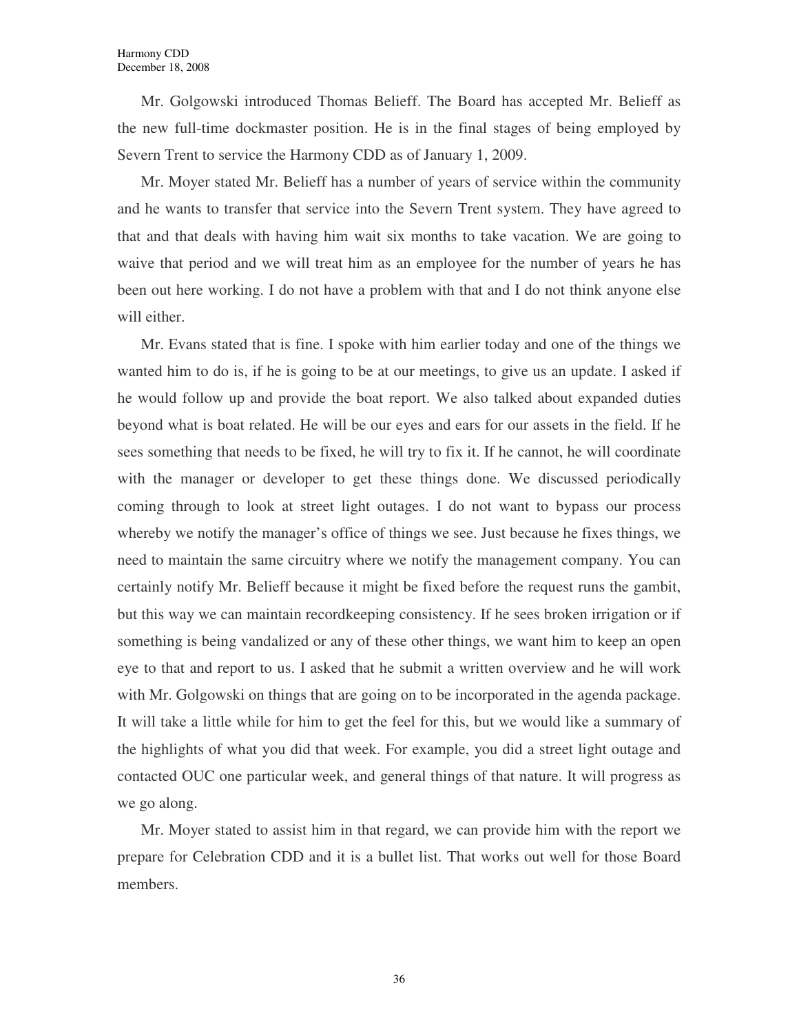Mr. Golgowski introduced Thomas Belieff. The Board has accepted Mr. Belieff as the new full-time dockmaster position. He is in the final stages of being employed by Severn Trent to service the Harmony CDD as of January 1, 2009.

Mr. Moyer stated Mr. Belieff has a number of years of service within the community and he wants to transfer that service into the Severn Trent system. They have agreed to that and that deals with having him wait six months to take vacation. We are going to waive that period and we will treat him as an employee for the number of years he has been out here working. I do not have a problem with that and I do not think anyone else will either.

Mr. Evans stated that is fine. I spoke with him earlier today and one of the things we wanted him to do is, if he is going to be at our meetings, to give us an update. I asked if he would follow up and provide the boat report. We also talked about expanded duties beyond what is boat related. He will be our eyes and ears for our assets in the field. If he sees something that needs to be fixed, he will try to fix it. If he cannot, he will coordinate with the manager or developer to get these things done. We discussed periodically coming through to look at street light outages. I do not want to bypass our process whereby we notify the manager's office of things we see. Just because he fixes things, we need to maintain the same circuitry where we notify the management company. You can certainly notify Mr. Belieff because it might be fixed before the request runs the gambit, but this way we can maintain recordkeeping consistency. If he sees broken irrigation or if something is being vandalized or any of these other things, we want him to keep an open eye to that and report to us. I asked that he submit a written overview and he will work with Mr. Golgowski on things that are going on to be incorporated in the agenda package. It will take a little while for him to get the feel for this, but we would like a summary of the highlights of what you did that week. For example, you did a street light outage and contacted OUC one particular week, and general things of that nature. It will progress as we go along.

Mr. Moyer stated to assist him in that regard, we can provide him with the report we prepare for Celebration CDD and it is a bullet list. That works out well for those Board members.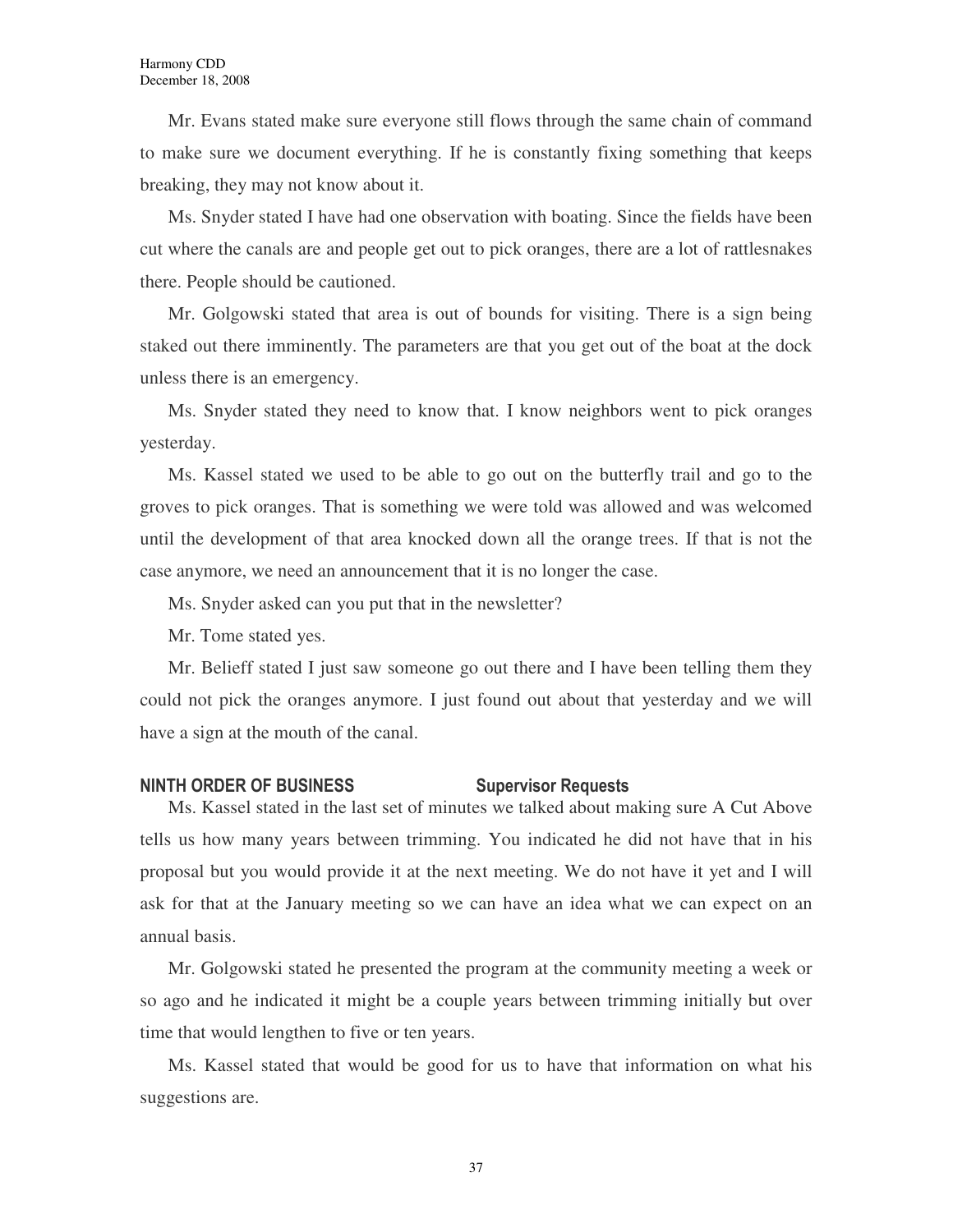Mr. Evans stated make sure everyone still flows through the same chain of command to make sure we document everything. If he is constantly fixing something that keeps breaking, they may not know about it.

Ms. Snyder stated I have had one observation with boating. Since the fields have been cut where the canals are and people get out to pick oranges, there are a lot of rattlesnakes there. People should be cautioned.

Mr. Golgowski stated that area is out of bounds for visiting. There is a sign being staked out there imminently. The parameters are that you get out of the boat at the dock unless there is an emergency.

Ms. Snyder stated they need to know that. I know neighbors went to pick oranges yesterday.

Ms. Kassel stated we used to be able to go out on the butterfly trail and go to the groves to pick oranges. That is something we were told was allowed and was welcomed until the development of that area knocked down all the orange trees. If that is not the case anymore, we need an announcement that it is no longer the case.

Ms. Snyder asked can you put that in the newsletter?

Mr. Tome stated yes.

Mr. Belieff stated I just saw someone go out there and I have been telling them they could not pick the oranges anymore. I just found out about that yesterday and we will have a sign at the mouth of the canal.

## NINTH ORDER OF BUSINESS — Supervisor Requests

Ms. Kassel stated in the last set of minutes we talked about making sure A Cut Above tells us how many years between trimming. You indicated he did not have that in his proposal but you would provide it at the next meeting. We do not have it yet and I will ask for that at the January meeting so we can have an idea what we can expect on an annual basis.

Mr. Golgowski stated he presented the program at the community meeting a week or so ago and he indicated it might be a couple years between trimming initially but over time that would lengthen to five or ten years.

Ms. Kassel stated that would be good for us to have that information on what his suggestions are.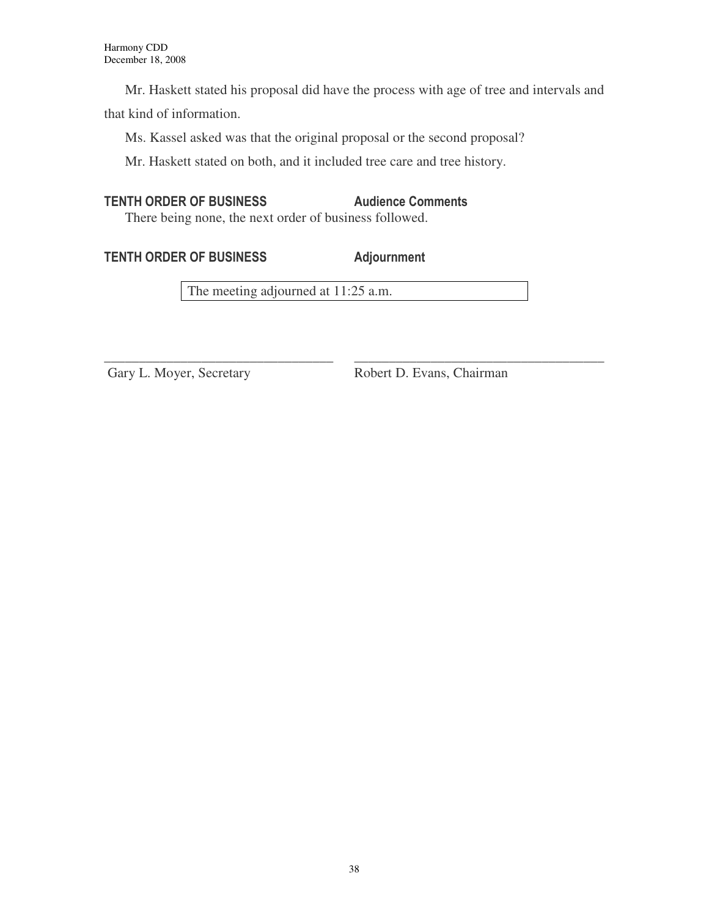Mr. Haskett stated his proposal did have the process with age of tree and intervals and that kind of information.

Ms. Kassel asked was that the original proposal or the second proposal?

Mr. Haskett stated on both, and it included tree care and tree history.

**TENTH ORDER OF BUSINESS** **Audience Comments**

There being none, the next order of business followed.

**TENTH ORDER OF BUSINESS** **Adjournment**

The meeting adjourned at 11:25 a.m.

\_\_\_\_\_\_\_\_\_\_\_\_\_\_\_\_\_\_\_\_\_\_\_\_\_\_\_\_\_\_\_\_\_\_\_\_ \_\_\_\_\_\_\_\_\_\_\_\_\_\_\_\_\_\_\_\_\_\_\_\_\_\_\_\_\_\_\_\_\_\_\_\_\_\_\_

Gary L. Moyer, Secretary Robert D. Evans, Chairman